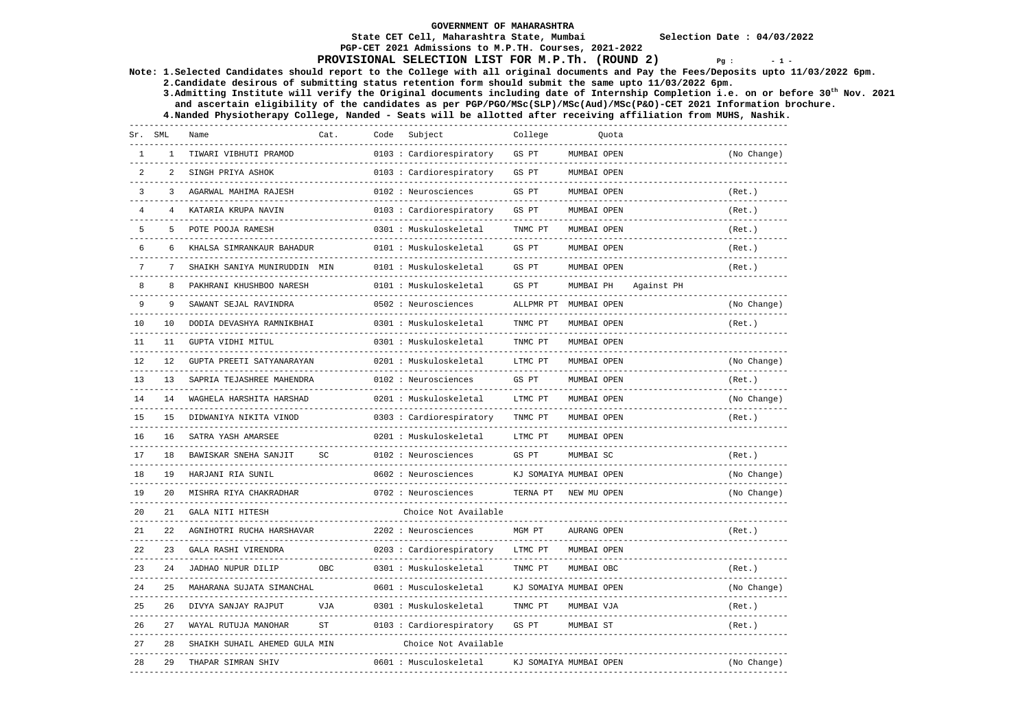**GOVERNMENT OF MAHARASHTRA**

**State CET Cell, Maharashtra State, Mumbai** **Selection Date : 04/03/2022**

**PGP-CET 2021 Admissions to M.P.TH. Courses, 2021-2022**

## PROVISIONAL SELECTION LIST FOR M.P.Th. (ROUND 2)

**Note: 1.Selected Candidates should report to the College with all original documents and Pay the Fees/Deposits upto 11/03/2022 6pm.**
**2.Candidate desirous of submitting status retention form should submit the same upto 11/03/2022 6pm.**
**3.Admitting Institute will verify the Original documents including date of Internship Completion i.e. on or before 30[th] Nov. 2021 and ascertain eligibility of the candidates as per PGP/PGO/MSc(SLP)/MSc(Aud)/MSc(P&O)-CET 2021 Information brochure.**
**4.Nanded Physiotherapy College, Nanded - Seats will be allotted after receiving affiliation from MUHS, Nashik.**

| Sr. | SML | Name | Cat. | Code | Subject | College | Quota | | |
|---|---|---|---|---|---|---|---|---|---|
| 1 | 1 | TIWARI VIBHUTI PRAMOD | | 0103 | Cardiorespiratory | GS PT | MUMBAI OPEN | | (No Change) |
| 2 | 2 | SINGH PRIYA ASHOK | | 0103 | Cardiorespiratory | GS PT | MUMBAI OPEN | | |
| 3 | 3 | AGARWAL MAHIMA RAJESH | | 0102 | Neurosciences | GS PT | MUMBAI OPEN | | (Ret.) |
| 4 | 4 | KATARIA KRUPA NAVIN | | 0103 | Cardiorespiratory | GS PT | MUMBAI OPEN | | (Ret.) |
| 5 | 5 | POTE POOJA RAMESH | | 0301 | Muskuloskeletal | TNMC PT | MUMBAI OPEN | | (Ret.) |
| 6 | 6 | KHALSA SIMRANKAUR BAHADUR | | 0101 | Muskuloskeletal | GS PT | MUMBAI OPEN | | (Ret.) |
| 7 | 7 | SHAIKH SANIYA MUNIRUDDIN | MIN | 0101 | Muskuloskeletal | GS PT | MUMBAI OPEN | | (Ret.) |
| 8 | 8 | PAKHRANI KHUSHBOO NARESH | | 0101 | Muskuloskeletal | GS PT | MUMBAI PH | Against PH | |
| 9 | 9 | SAWANT SEJAL RAVINDRA | | 0502 | Neurosciences | ALLPMR PT | MUMBAI OPEN | | (No Change) |
| 10 | 10 | DODIA DEVASHYA RAMNIKBHAI | | 0301 | Muskuloskeletal | TNMC PT | MUMBAI OPEN | | (Ret.) |
| 11 | 11 | GUPTA VIDHI MITUL | | 0301 | Muskuloskeletal | TNMC PT | MUMBAI OPEN | | |
| 12 | 12 | GUPTA PREETI SATYANARAYAN | | 0201 | Muskuloskeletal | LTMC PT | MUMBAI OPEN | | (No Change) |
| 13 | 13 | SAPRIA TEJASHREE MAHENDRA | | 0102 | Neurosciences | GS PT | MUMBAI OPEN | | (Ret.) |
| 14 | 14 | WAGHELA HARSHITA HARSHAD | | 0201 | Muskuloskeletal | LTMC PT | MUMBAI OPEN | | (No Change) |
| 15 | 15 | DIDWANIYA NIKITA VINOD | | 0303 | Cardiorespiratory | TNMC PT | MUMBAI OPEN | | (Ret.) |
| 16 | 16 | SATRA YASH AMARSEE | | 0201 | Muskuloskeletal | LTMC PT | MUMBAI OPEN | | |
| 17 | 18 | BAWISKAR SNEHA SANJIT | SC | 0102 | Neurosciences | GS PT | MUMBAI SC | | (Ret.) |
| 18 | 19 | HARJANI RIA SUNIL | | 0602 | Neurosciences | KJ SOMAIYA | MUMBAI OPEN | | (No Change) |
| 19 | 20 | MISHRA RIYA CHAKRADHAR | | 0702 | Neurosciences | TERNA PT | NEW MU OPEN | | (No Change) |
| 20 | 21 | GALA NITI HITESH | | | Choice Not Available | | | | |
| 21 | 22 | AGNIHOTRI RUCHA HARSHAVAR | | 2202 | Neurosciences | MGM PT | AURANG OPEN | | (Ret.) |
| 22 | 23 | GALA RASHI VIRENDRA | | 0203 | Cardiorespiratory | LTMC PT | MUMBAI OPEN | | |
| 23 | 24 | JADHAO NUPUR DILIP | OBC | 0301 | Muskuloskeletal | TNMC PT | MUMBAI OBC | | (Ret.) |
| 24 | 25 | MAHARANA SUJATA SIMANCHAL | | 0601 | Musculoskeletal | KJ SOMAIYA | MUMBAI OPEN | | (No Change) |
| 25 | 26 | DIVYA SANJAY RAJPUT | VJA | 0301 | Muskuloskeletal | TNMC PT | MUMBAI VJA | | (Ret.) |
| 26 | 27 | WAYAL RUTUJA MANOHAR | ST | 0103 | Cardiorespiratory | GS PT | MUMBAI ST | | (Ret.) |
| 27 | 28 | SHAIKH SUHAIL AHEMED GULA | MIN | | Choice Not Available | | | | |
| 28 | 29 | THAPAR SIMRAN SHIV | | 0601 | Musculoskeletal | KJ SOMAIYA | MUMBAI OPEN | | (No Change) |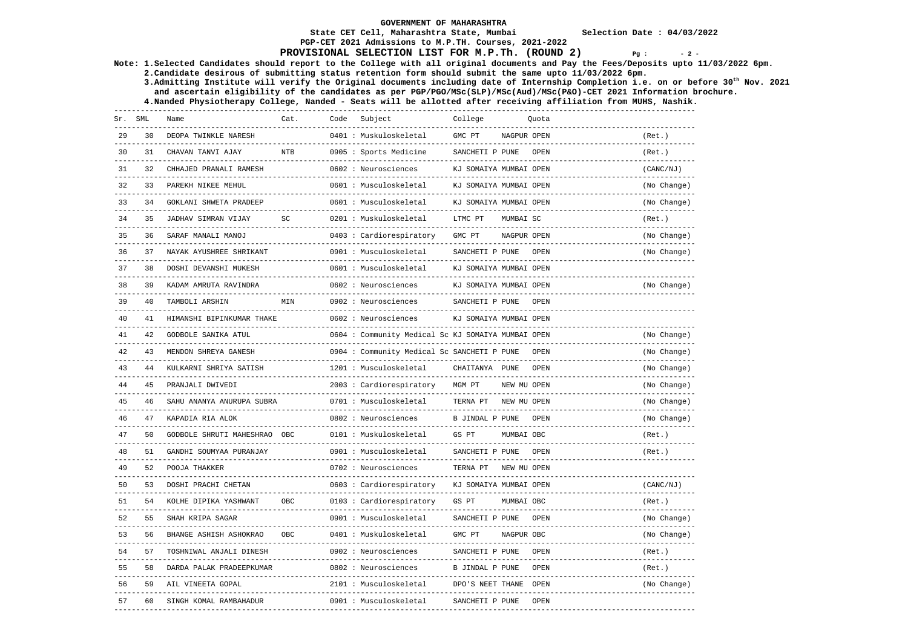**GOVERNMENT OF MAHARASHTRA**

**State CET Cell, Maharashtra State, Mumbai** **Selection Date : 04/03/2022**

**PGP-CET 2021 Admissions to M.P.TH. Courses, 2021-2022**

## PROVISIONAL SELECTION LIST FOR M.P.Th. (ROUND 2)

**Note: 1.Selected Candidates should report to the College with all original documents and Pay the Fees/Deposits upto 11/03/2022 6pm.**

**2.Candidate desirous of submitting status retention form should submit the same upto 11/03/2022 6pm.**

**3.Admitting Institute will verify the Original documents including date of Internship Completion i.e. on or before 30th Nov. 2021 and ascertain eligibility of the candidates as per PGP/PGO/MSc(SLP)/MSc(Aud)/MSc(P&O)-CET 2021 Information brochure.**

**4.Nanded Physiotherapy College, Nanded - Seats will be allotted after receiving affiliation from MUHS, Nashik.**

| Sr. | SML | Name | Cat. | Code | Subject | College | Quota | |
|---|---|---|---|---|---|---|---|---|
| 29 | 30 | DEOPA TWINKLE NARESH | | 0401 | Muskuloskeletal | GMC PT NAGPUR | OPEN | (Ret.) |
| 30 | 31 | CHAVAN TANVI AJAY | NTB | 0905 | Sports Medicine | SANCHETI P PUNE | OPEN | (Ret.) |
| 31 | 32 | CHHAJED PRANALI RAMESH | | 0602 | Neurosciences | KJ SOMAIYA MUMBAI | OPEN | (CANC/NJ) |
| 32 | 33 | PAREKH NIKEE MEHUL | | 0601 | Musculoskeletal | KJ SOMAIYA MUMBAI | OPEN | (No Change) |
| 33 | 34 | GOKLANI SHWETA PRADEEP | | 0601 | Musculoskeletal | KJ SOMAIYA MUMBAI | OPEN | (No Change) |
| 34 | 35 | JADHAV SIMRAN VIJAY | SC | 0201 | Muskuloskeletal | LTMC PT MUMBAI | SC | (Ret.) |
| 35 | 36 | SARAF MANALI MANOJ | | 0403 | Cardiorespiratory | GMC PT NAGPUR | OPEN | (No Change) |
| 36 | 37 | NAYAK AYUSHREE SHRIKANT | | 0901 | Musculoskeletal | SANCHETI P PUNE | OPEN | (No Change) |
| 37 | 38 | DOSHI DEVANSHI MUKESH | | 0601 | Musculoskeletal | KJ SOMAIYA MUMBAI | OPEN | |
| 38 | 39 | KADAM AMRUTA RAVINDRA | | 0602 | Neurosciences | KJ SOMAIYA MUMBAI | OPEN | (No Change) |
| 39 | 40 | TAMBOLI ARSHIN | MIN | 0902 | Neurosciences | SANCHETI P PUNE | OPEN | |
| 40 | 41 | HIMANSHI BIPINKUMAR THAKE | | 0602 | Neurosciences | KJ SOMAIYA MUMBAI | OPEN | |
| 41 | 42 | GODBOLE SANIKA ATUL | | 0604 | Community Medical Sc | KJ SOMAIYA MUMBAI | OPEN | (No Change) |
| 42 | 43 | MENDON SHREYA GANESH | | 0904 | Community Medical Sc | SANCHETI P PUNE | OPEN | (No Change) |
| 43 | 44 | KULKARNI SHRIYA SATISH | | 1201 | Musculoskeletal | CHAITANYA PUNE | OPEN | (No Change) |
| 44 | 45 | PRANJALI DWIVEDI | | 2003 | Cardiorespiratory | MGM PT NEW MU | OPEN | (No Change) |
| 45 | 46 | SAHU ANANYA ANURUPA SUBRA | | 0701 | Musculoskeletal | TERNA PT NEW MU | OPEN | (No Change) |
| 46 | 47 | KAPADIA RIA ALOK | | 0802 | Neurosciences | B JINDAL P PUNE | OPEN | (No Change) |
| 47 | 50 | GODBOLE SHRUTI MAHESHRAO | OBC | 0101 | Muskuloskeletal | GS PT MUMBAI | OBC | (Ret.) |
| 48 | 51 | GANDHI SOUMYAA PURANJAY | | 0901 | Musculoskeletal | SANCHETI P PUNE | OPEN | (Ret.) |
| 49 | 52 | POOJA THAKKER | | 0702 | Neurosciences | TERNA PT NEW MU | OPEN | |
| 50 | 53 | DOSHI PRACHI CHETAN | | 0603 | Cardiorespiratory | KJ SOMAIYA MUMBAI | OPEN | (CANC/NJ) |
| 51 | 54 | KOLHE DIPIKA YASHWANT | OBC | 0103 | Cardiorespiratory | GS PT MUMBAI | OBC | (Ret.) |
| 52 | 55 | SHAH KRIPA SAGAR | | 0901 | Musculoskeletal | SANCHETI P PUNE | OPEN | (No Change) |
| 53 | 56 | BHANGE ASHISH ASHOKRAO | OBC | 0401 | Muskuloskeletal | GMC PT NAGPUR | OBC | (No Change) |
| 54 | 57 | TOSHNIWAL ANJALI DINESH | | 0902 | Neurosciences | SANCHETI P PUNE | OPEN | (Ret.) |
| 55 | 58 | DARDA PALAK PRADEEPKUMAR | | 0802 | Neurosciences | B JINDAL P PUNE | OPEN | (Ret.) |
| 56 | 59 | AIL VINEETA GOPAL | | 2101 | Musculoskeletal | DPO'S NEET THANE | OPEN | (No Change) |
| 57 | 60 | SINGH KOMAL RAMBAHADUR | | 0901 | Musculoskeletal | SANCHETI P PUNE | OPEN | |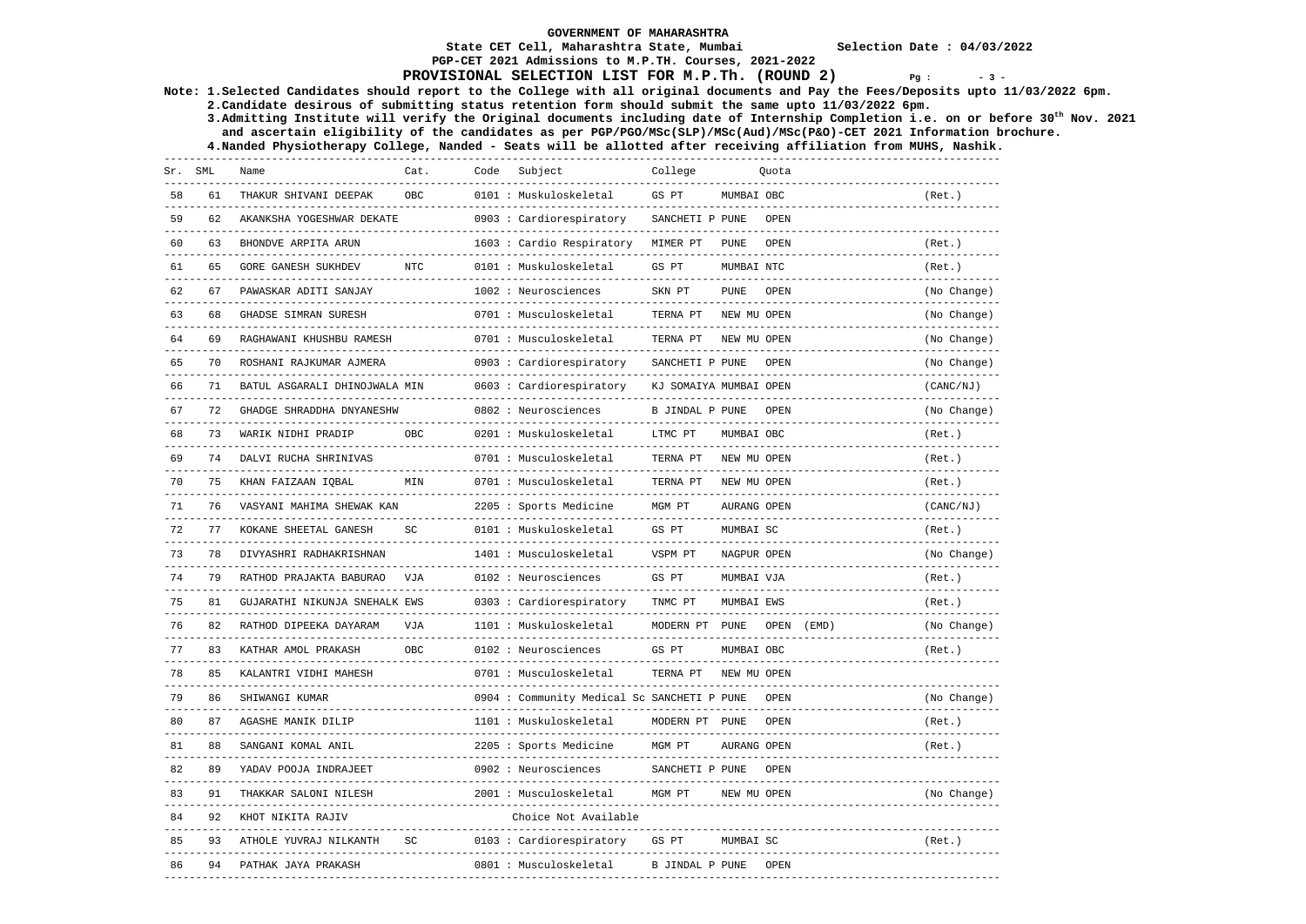**GOVERNMENT OF MAHARASHTRA**

**State CET Cell, Maharashtra State, Mumbai** **Selection Date : 04/03/2022**

**PGP-CET 2021 Admissions to M.P.TH. Courses, 2021-2022**

## PROVISIONAL SELECTION LIST FOR M.P.Th. (ROUND 2)

**Note: 1.Selected Candidates should report to the College with all original documents and Pay the Fees/Deposits upto 11/03/2022 6pm.**
**2.Candidate desirous of submitting status retention form should submit the same upto 11/03/2022 6pm.**
**3.Admitting Institute will verify the Original documents including date of Internship Completion i.e. on or before 30th Nov. 2021 and ascertain eligibility of the candidates as per PGP/PGO/MSc(SLP)/MSc(Aud)/MSc(P&O)-CET 2021 Information brochure.**
**4.Nanded Physiotherapy College, Nanded - Seats will be allotted after receiving affiliation from MUHS, Nashik.**

| Sr. | SML | Name | Cat. | Code | Subject | College | | Quota | |
|---|---|---|---|---|---|---|---|---|---|
| 58 | 61 | THAKUR SHIVANI DEEPAK | OBC | 0101 | Muskuloskeletal | GS PT | MUMBAI | OBC | (Ret.) |
| 59 | 62 | AKANKSHA YOGESHWAR DEKATE | | 0903 | Cardiorespiratory | SANCHETI P | PUNE | OPEN | |
| 60 | 63 | BHONDVE ARPITA ARUN | | 1603 | Cardio Respiratory | MIMER PT | PUNE | OPEN | (Ret.) |
| 61 | 65 | GORE GANESH SUKHDEV | NTC | 0101 | Muskuloskeletal | GS PT | MUMBAI | NTC | (Ret.) |
| 62 | 67 | PAWASKAR ADITI SANJAY | | 1002 | Neurosciences | SKN PT | PUNE | OPEN | (No Change) |
| 63 | 68 | GHADSE SIMRAN SURESH | | 0701 | Musculoskeletal | TERNA PT | NEW MU | OPEN | (No Change) |
| 64 | 69 | RAGHAWANI KHUSHBU RAMESH | | 0701 | Musculoskeletal | TERNA PT | NEW MU | OPEN | (No Change) |
| 65 | 70 | ROSHANI RAJKUMAR AJMERA | | 0903 | Cardiorespiratory | SANCHETI P | PUNE | OPEN | (No Change) |
| 66 | 71 | BATUL ASGARALI DHINOJWALA | MIN | 0603 | Cardiorespiratory | KJ SOMAIYA | MUMBAI | OPEN | (CANC/NJ) |
| 67 | 72 | GHADGE SHRADDHA DNYANESHW | | 0802 | Neurosciences | B JINDAL P | PUNE | OPEN | (No Change) |
| 68 | 73 | WARIK NIDHI PRADIP | OBC | 0201 | Muskuloskeletal | LTMC PT | MUMBAI | OBC | (Ret.) |
| 69 | 74 | DALVI RUCHA SHRINIVAS | | 0701 | Musculoskeletal | TERNA PT | NEW MU | OPEN | (Ret.) |
| 70 | 75 | KHAN FAIZAAN IQBAL | MIN | 0701 | Musculoskeletal | TERNA PT | NEW MU | OPEN | (Ret.) |
| 71 | 76 | VASYANI MAHIMA SHEWAK KAN | | 2205 | Sports Medicine | MGM PT | AURANG | OPEN | (CANC/NJ) |
| 72 | 77 | KOKANE SHEETAL GANESH | SC | 0101 | Muskuloskeletal | GS PT | MUMBAI | SC | (Ret.) |
| 73 | 78 | DIVYASHRI RADHAKRISHNAN | | 1401 | Musculoskeletal | VSPM PT | NAGPUR | OPEN | (No Change) |
| 74 | 79 | RATHOD PRAJAKTA BABURAO | VJA | 0102 | Neurosciences | GS PT | MUMBAI | VJA | (Ret.) |
| 75 | 81 | GUJARATHI NIKUNJA SNEHALK | EWS | 0303 | Cardiorespiratory | TNMC PT | MUMBAI | EWS | (Ret.) |
| 76 | 82 | RATHOD DIPEEKA DAYARAM | VJA | 1101 | Muskuloskeletal | MODERN PT | PUNE | OPEN (EMD) | (No Change) |
| 77 | 83 | KATHAR AMOL PRAKASH | OBC | 0102 | Neurosciences | GS PT | MUMBAI | OBC | (Ret.) |
| 78 | 85 | KALANTRI VIDHI MAHESH | | 0701 | Musculoskeletal | TERNA PT | NEW MU | OPEN | |
| 79 | 86 | SHIWANGI KUMAR | | 0904 | Community Medical Sc | SANCHETI P | PUNE | OPEN | (No Change) |
| 80 | 87 | AGASHE MANIK DILIP | | 1101 | Muskuloskeletal | MODERN PT | PUNE | OPEN | (Ret.) |
| 81 | 88 | SANGANI KOMAL ANIL | | 2205 | Sports Medicine | MGM PT | AURANG | OPEN | (Ret.) |
| 82 | 89 | YADAV POOJA INDRAJEET | | 0902 | Neurosciences | SANCHETI P | PUNE | OPEN | |
| 83 | 91 | THAKKAR SALONI NILESH | | 2001 | Musculoskeletal | MGM PT | NEW MU | OPEN | (No Change) |
| 84 | 92 | KHOT NIKITA RAJIV | | | Choice Not Available | | | | |
| 85 | 93 | ATHOLE YUVRAJ NILKANTH | SC | 0103 | Cardiorespiratory | GS PT | MUMBAI | SC | (Ret.) |
| 86 | 94 | PATHAK JAYA PRAKASH | | 0801 | Musculoskeletal | B JINDAL P | PUNE | OPEN | |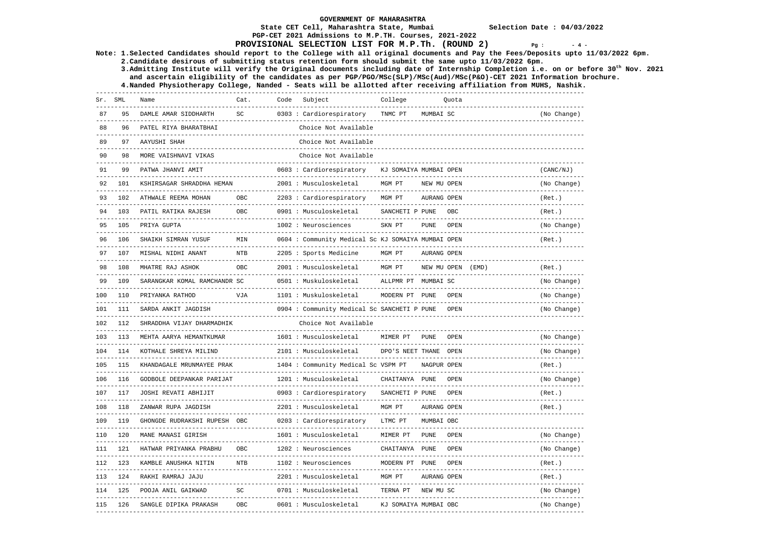**GOVERNMENT OF MAHARASHTRA**

**State CET Cell, Maharashtra State, Mumbai** **Selection Date : 04/03/2022**

**PGP-CET 2021 Admissions to M.P.TH. Courses, 2021-2022**

## PROVISIONAL SELECTION LIST FOR M.P.Th. (ROUND 2)

**Note: 1.Selected Candidates should report to the College with all original documents and Pay the Fees/Deposits upto 11/03/2022 6pm.**

**2.Candidate desirous of submitting status retention form should submit the same upto 11/03/2022 6pm.**

**3.Admitting Institute will verify the Original documents including date of Internship Completion i.e. on or before 30th Nov. 2021 and ascertain eligibility of the candidates as per PGP/PGO/MSc(SLP)/MSc(Aud)/MSc(P&O)-CET 2021 Information brochure.**

**4.Nanded Physiotherapy College, Nanded - Seats will be allotted after receiving affiliation from MUHS, Nashik.**

| Sr. | SML | Name | Cat. | Code | Subject | College | Quota | |
|---|---|---|---|---|---|---|---|---|
| 87 | 95 | DAMLE AMAR SIDDHARTH | SC | 0303 | Cardiorespiratory | TNMC PT MUMBAI | SC | (No Change) |
| 88 | 96 | PATEL RIYA BHARATBHAI | | | Choice Not Available | | | |
| 89 | 97 | AAYUSHI SHAH | | | Choice Not Available | | | |
| 90 | 98 | MORE VAISHNAVI VIKAS | | | Choice Not Available | | | |
| 91 | 99 | PATWA JHANVI AMIT | | 0603 | Cardiorespiratory | KJ SOMAIYA MUMBAI | OPEN | (CANC/NJ) |
| 92 | 101 | KSHIRSAGAR SHRADDHA HEMAN | | 2001 | Musculoskeletal | MGM PT NEW MU | OPEN | (No Change) |
| 93 | 102 | ATHWALE REEMA MOHAN | OBC | 2203 | Cardiorespiratory | MGM PT AURANG | OPEN | (Ret.) |
| 94 | 103 | PATIL RATIKA RAJESH | OBC | 0901 | Musculoskeletal | SANCHETI P PUNE | OBC | (Ret.) |
| 95 | 105 | PRIYA GUPTA | | 1002 | Neurosciences | SKN PT PUNE | OPEN | (No Change) |
| 96 | 106 | SHAIKH SIMRAN YUSUF | MIN | 0604 | Community Medical Sc | KJ SOMAIYA MUMBAI | OPEN | (Ret.) |
| 97 | 107 | MISHAL NIDHI ANANT | NTB | 2205 | Sports Medicine | MGM PT AURANG | OPEN | |
| 98 | 108 | MHATRE RAJ ASHOK | OBC | 2001 | Musculoskeletal | MGM PT NEW MU | OPEN (EMD) | (Ret.) |
| 99 | 109 | SARANGKAR KOMAL RAMCHANDR | SC | 0501 | Muskuloskeletal | ALLPMR PT MUMBAI | SC | (No Change) |
| 100 | 110 | PRIYANKA RATHOD | VJA | 1101 | Muskuloskeletal | MODERN PT PUNE | OPEN | (No Change) |
| 101 | 111 | SARDA ANKIT JAGDISH | | 0904 | Community Medical Sc | SANCHETI P PUNE | OPEN | (No Change) |
| 102 | 112 | SHRADDHA VIJAY DHARMADHIK | | | Choice Not Available | | | |
| 103 | 113 | MEHTA AARYA HEMANTKUMAR | | 1601 | Musculoskeletal | MIMER PT PUNE | OPEN | (No Change) |
| 104 | 114 | KOTHALE SHREYA MILIND | | 2101 | Musculoskeletal | DPO'S NEET THANE | OPEN | (No Change) |
| 105 | 115 | KHANDAGALE MRUNMAYEE PRAK | | 1404 | Community Medical Sc | VSPM PT NAGPUR | OPEN | (Ret.) |
| 106 | 116 | GODBOLE DEEPANKAR PARIJAT | | 1201 | Musculoskeletal | CHAITANYA PUNE | OPEN | (No Change) |
| 107 | 117 | JOSHI REVATI ABHIJIT | | 0903 | Cardiorespiratory | SANCHETI P PUNE | OPEN | (Ret.) |
| 108 | 118 | ZANWAR RUPA JAGDISH | | 2201 | Musculoskeletal | MGM PT AURANG | OPEN | (Ret.) |
| 109 | 119 | GHONGDE RUDRAKSHI RUPESH | OBC | 0203 | Cardiorespiratory | LTMC PT MUMBAI | OBC | |
| 110 | 120 | MANE MANASI GIRISH | | 1601 | Musculoskeletal | MIMER PT PUNE | OPEN | (No Change) |
| 111 | 121 | HATWAR PRIYANKA PRABHU | OBC | 1202 | Neurosciences | CHAITANYA PUNE | OPEN | (No Change) |
| 112 | 123 | KAMBLE ANUSHKA NITIN | NTB | 1102 | Neurosciences | MODERN PT PUNE | OPEN | (Ret.) |
| 113 | 124 | RAKHI RAMRAJ JAJU | | 2201 | Musculoskeletal | MGM PT AURANG | OPEN | (Ret.) |
| 114 | 125 | POOJA ANIL GAIKWAD | SC | 0701 | Musculoskeletal | TERNA PT NEW MU | SC | (No Change) |
| 115 | 126 | SANGLE DIPIKA PRAKASH | OBC | 0601 | Musculoskeletal | KJ SOMAIYA MUMBAI | OBC | (No Change) |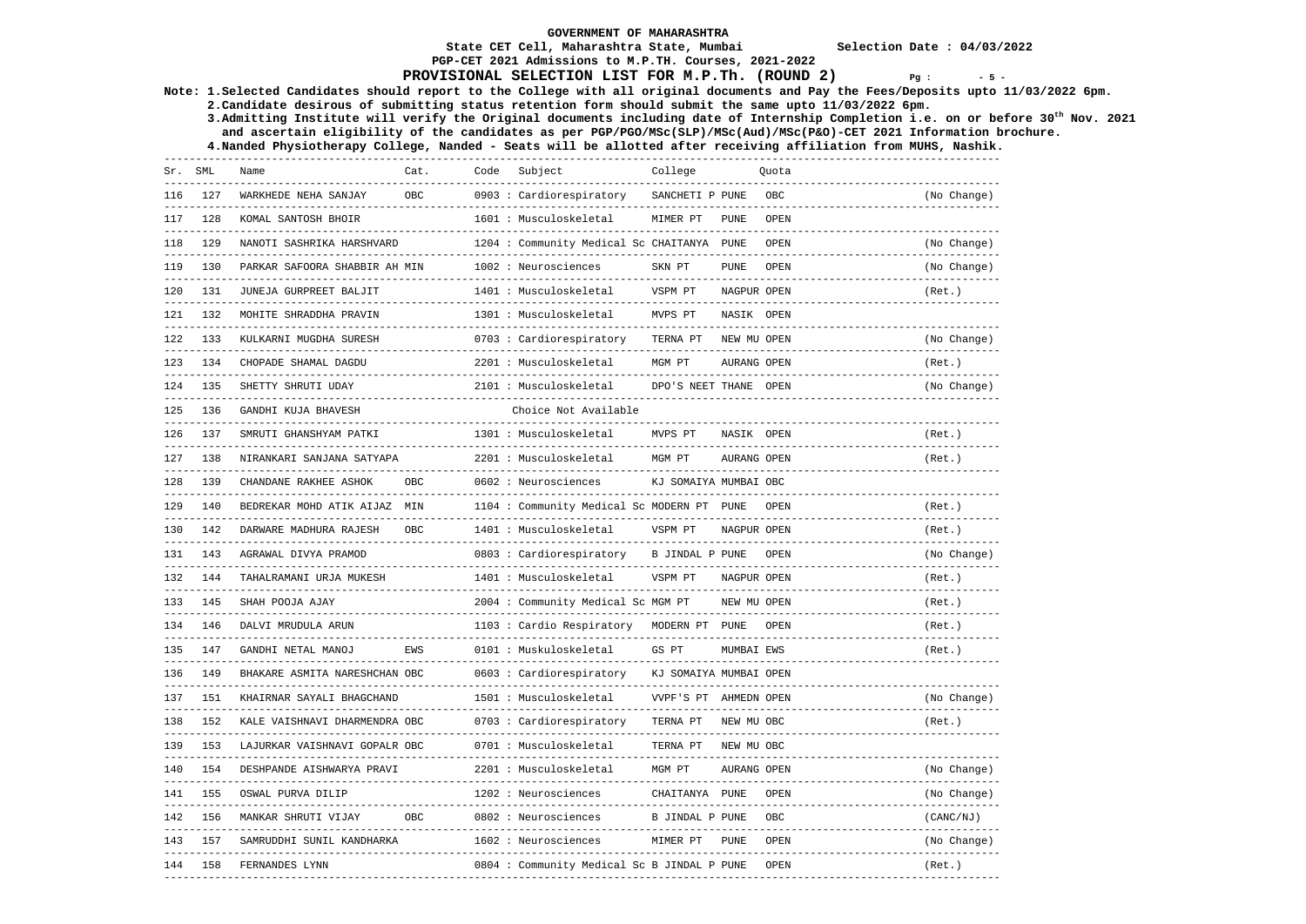**GOVERNMENT OF MAHARASHTRA**

**State CET Cell, Maharashtra State, Mumbai** **Selection Date : 04/03/2022**

**PGP-CET 2021 Admissions to M.P.TH. Courses, 2021-2022**

## PROVISIONAL SELECTION LIST FOR M.P.Th. (ROUND 2)

**Note: 1.Selected Candidates should report to the College with all original documents and Pay the Fees/Deposits upto 11/03/2022 6pm.**

**2.Candidate desirous of submitting status retention form should submit the same upto 11/03/2022 6pm.**

**3.Admitting Institute will verify the Original documents including date of Internship Completion i.e. on or before 30th Nov. 2021 and ascertain eligibility of the candidates as per PGP/PGO/MSc(SLP)/MSc(Aud)/MSc(P&O)-CET 2021 Information brochure.**

**4.Nanded Physiotherapy College, Nanded - Seats will be allotted after receiving affiliation from MUHS, Nashik.**

| Sr. | SML | Name | Cat. | Code | Subject | College | | Quota | |
|---|---|---|---|---|---|---|---|---|---|
| 116 | 127 | WARKHEDE NEHA SANJAY | OBC | 0903 | Cardiorespiratory | SANCHETI P | PUNE | OBC | (No Change) |
| 117 | 128 | KOMAL SANTOSH BHOIR | | 1601 | Musculoskeletal | MIMER PT | PUNE | OPEN | |
| 118 | 129 | NANOTI SASHRIKA HARSHVARD | | 1204 | Community Medical Sc | CHAITANYA | PUNE | OPEN | (No Change) |
| 119 | 130 | PARKAR SAFOORA SHABBIR AH | MIN | 1002 | Neurosciences | SKN PT | PUNE | OPEN | (No Change) |
| 120 | 131 | JUNEJA GURPREET BALJIT | | 1401 | Musculoskeletal | VSPM PT | NAGPUR | OPEN | (Ret.) |
| 121 | 132 | MOHITE SHRADDHA PRAVIN | | 1301 | Musculoskeletal | MVPS PT | NASIK | OPEN | |
| 122 | 133 | KULKARNI MUGDHA SURESH | | 0703 | Cardiorespiratory | TERNA PT | NEW MU | OPEN | (No Change) |
| 123 | 134 | CHOPADE SHAMAL DAGDU | | 2201 | Musculoskeletal | MGM PT | AURANG | OPEN | (Ret.) |
| 124 | 135 | SHETTY SHRUTI UDAY | | 2101 | Musculoskeletal | DPO'S NEET | THANE | OPEN | (No Change) |
| 125 | 136 | GANDHI KUJA BHAVESH | | | Choice Not Available | | | | |
| 126 | 137 | SMRUTI GHANSHYAM PATKI | | 1301 | Musculoskeletal | MVPS PT | NASIK | OPEN | (Ret.) |
| 127 | 138 | NIRANKARI SANJANA SATYAPA | | 2201 | Musculoskeletal | MGM PT | AURANG | OPEN | (Ret.) |
| 128 | 139 | CHANDANE RAKHEE ASHOK | OBC | 0602 | Neurosciences | KJ SOMAIYA | MUMBAI | OBC | |
| 129 | 140 | BEDREKAR MOHD ATIK AIJAZ | MIN | 1104 | Community Medical Sc | MODERN PT | PUNE | OPEN | (Ret.) |
| 130 | 142 | DARWARE MADHURA RAJESH | OBC | 1401 | Musculoskeletal | VSPM PT | NAGPUR | OPEN | (Ret.) |
| 131 | 143 | AGRAWAL DIVYA PRAMOD | | 0803 | Cardiorespiratory | B JINDAL P | PUNE | OPEN | (No Change) |
| 132 | 144 | TAHALRAMANI URJA MUKESH | | 1401 | Musculoskeletal | VSPM PT | NAGPUR | OPEN | (Ret.) |
| 133 | 145 | SHAH POOJA AJAY | | 2004 | Community Medical Sc | MGM PT | NEW MU | OPEN | (Ret.) |
| 134 | 146 | DALVI MRUDULA ARUN | | 1103 | Cardio Respiratory | MODERN PT | PUNE | OPEN | (Ret.) |
| 135 | 147 | GANDHI NETAL MANOJ | EWS | 0101 | Muskuloskeletal | GS PT | MUMBAI | EWS | (Ret.) |
| 136 | 149 | BHAKARE ASMITA NARESHCHAN | OBC | 0603 | Cardiorespiratory | KJ SOMAIYA | MUMBAI | OPEN | |
| 137 | 151 | KHAIRNAR SAYALI BHAGCHAND | | 1501 | Musculoskeletal | VVPF'S PT | AHMEDN | OPEN | (No Change) |
| 138 | 152 | KALE VAISHNAVI DHARMENDRA | OBC | 0703 | Cardiorespiratory | TERNA PT | NEW MU | OBC | (Ret.) |
| 139 | 153 | LAJURKAR VAISHNAVI GOPALR | OBC | 0701 | Musculoskeletal | TERNA PT | NEW MU | OBC | |
| 140 | 154 | DESHPANDE AISHWARYA PRAVI | | 2201 | Musculoskeletal | MGM PT | AURANG | OPEN | (No Change) |
| 141 | 155 | OSWAL PURVA DILIP | | 1202 | Neurosciences | CHAITANYA | PUNE | OPEN | (No Change) |
| 142 | 156 | MANKAR SHRUTI VIJAY | OBC | 0802 | Neurosciences | B JINDAL P | PUNE | OBC | (CANC/NJ) |
| 143 | 157 | SAMRUDDHI SUNIL KANDHARKA | | 1602 | Neurosciences | MIMER PT | PUNE | OPEN | (No Change) |
| 144 | 158 | FERNANDES LYNN | | 0804 | Community Medical Sc | B JINDAL P | PUNE | OPEN | (Ret.) |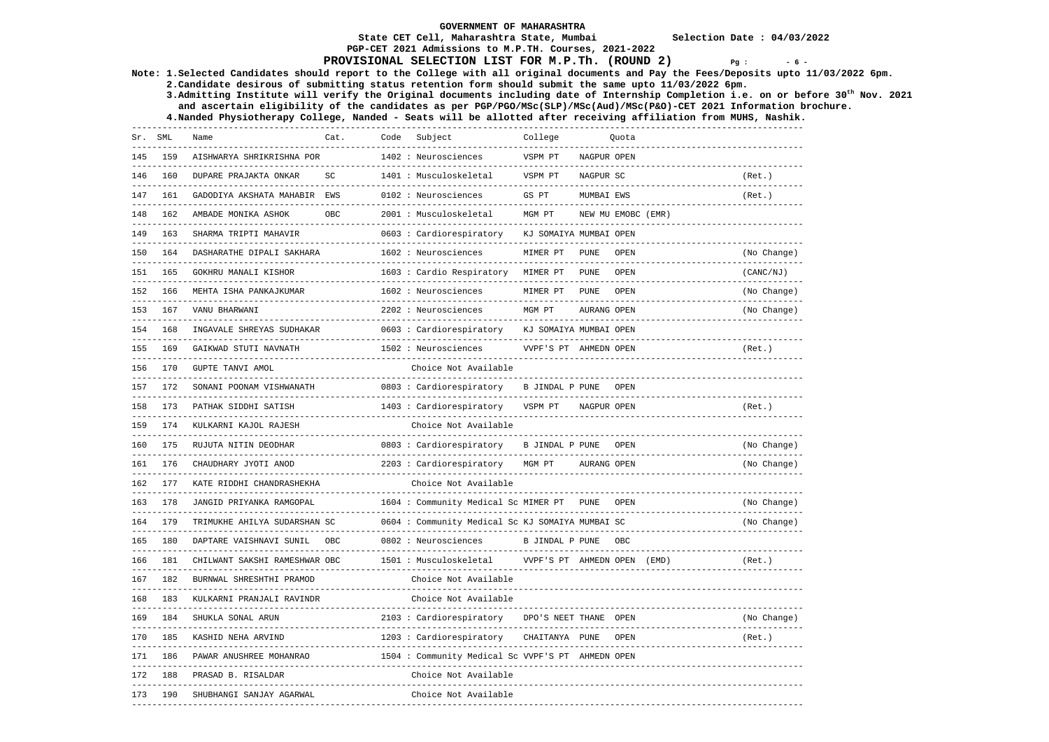**GOVERNMENT OF MAHARASHTRA**

**State CET Cell, Maharashtra State, Mumbai** **Selection Date : 04/03/2022**

**PGP-CET 2021 Admissions to M.P.TH. Courses, 2021-2022**

## PROVISIONAL SELECTION LIST FOR M.P.Th. (ROUND 2)

**Note: 1.Selected Candidates should report to the College with all original documents and Pay the Fees/Deposits upto 11/03/2022 6pm.**

**2.Candidate desirous of submitting status retention form should submit the same upto 11/03/2022 6pm.**

**3.Admitting Institute will verify the Original documents including date of Internship Completion i.e. on or before 30th Nov. 2021 and ascertain eligibility of the candidates as per PGP/PGO/MSc(SLP)/MSc(Aud)/MSc(P&O)-CET 2021 Information brochure.**

**4.Nanded Physiotherapy College, Nanded - Seats will be allotted after receiving affiliation from MUHS, Nashik.**

| Sr. | SML | Name | Cat. | Code | Subject | College | Quota | |
|---|---|---|---|---|---|---|---|---|
| 145 | 159 | AISHWARYA SHRIKRISHNA POR | | 1402 | Neurosciences | VSPM PT NAGPUR | OPEN | |
| 146 | 160 | DUPARE PRAJAKTA ONKAR | SC | 1401 | Musculoskeletal | VSPM PT NAGPUR | SC | (Ret.) |
| 147 | 161 | GADODIYA AKSHATA MAHABIR | EWS | 0102 | Neurosciences | GS PT MUMBAI | EWS | (Ret.) |
| 148 | 162 | AMBADE MONIKA ASHOK | OBC | 2001 | Musculoskeletal | MGM PT NEW MU | EMOBC (EMR) | |
| 149 | 163 | SHARMA TRIPTI MAHAVIR | | 0603 | Cardiorespiratory | KJ SOMAIYA MUMBAI | OPEN | |
| 150 | 164 | DASHARATHE DIPALI SAKHARA | | 1602 | Neurosciences | MIMER PT PUNE | OPEN | (No Change) |
| 151 | 165 | GOKHRU MANALI KISHOR | | 1603 | Cardio Respiratory | MIMER PT PUNE | OPEN | (CANC/NJ) |
| 152 | 166 | MEHTA ISHA PANKAJKUMAR | | 1602 | Neurosciences | MIMER PT PUNE | OPEN | (No Change) |
| 153 | 167 | VANU BHARWANI | | 2202 | Neurosciences | MGM PT AURANG | OPEN | (No Change) |
| 154 | 168 | INGAVALE SHREYAS SUDHAKAR | | 0603 | Cardiorespiratory | KJ SOMAIYA MUMBAI | OPEN | |
| 155 | 169 | GAIKWAD STUTI NAVNATH | | 1502 | Neurosciences | VVPF'S PT AHMEDN | OPEN | (Ret.) |
| 156 | 170 | GUPTE TANVI AMOL | | | Choice Not Available | | | |
| 157 | 172 | SONANI POONAM VISHWANATH | | 0803 | Cardiorespiratory | B JINDAL P PUNE | OPEN | |
| 158 | 173 | PATHAK SIDDHI SATISH | | 1403 | Cardiorespiratory | VSPM PT NAGPUR | OPEN | (Ret.) |
| 159 | 174 | KULKARNI KAJOL RAJESH | | | Choice Not Available | | | |
| 160 | 175 | RUJUTA NITIN DEODHAR | | 0803 | Cardiorespiratory | B JINDAL P PUNE | OPEN | (No Change) |
| 161 | 176 | CHAUDHARY JYOTI ANOD | | 2203 | Cardiorespiratory | MGM PT AURANG | OPEN | (No Change) |
| 162 | 177 | KATE RIDDHI CHANDRASHEKHA | | | Choice Not Available | | | |
| 163 | 178 | JANGID PRIYANKA RAMGOPAL | | 1604 | Community Medical Sc | MIMER PT PUNE | OPEN | (No Change) |
| 164 | 179 | TRIMUKHE AHILYA SUDARSHAN | SC | 0604 | Community Medical Sc | KJ SOMAIYA MUMBAI | SC | (No Change) |
| 165 | 180 | DAPTARE VAISHNAVI SUNIL | OBC | 0802 | Neurosciences | B JINDAL P PUNE | OBC | |
| 166 | 181 | CHILWANT SAKSHI RAMESHWAR | OBC | 1501 | Musculoskeletal | VVPF'S PT AHMEDN | OPEN (EMD) | (Ret.) |
| 167 | 182 | BURNWAL SHRESHTHI PRAMOD | | | Choice Not Available | | | |
| 168 | 183 | KULKARNI PRANJALI RAVINDR | | | Choice Not Available | | | |
| 169 | 184 | SHUKLA SONAL ARUN | | 2103 | Cardiorespiratory | DPO'S NEET THANE | OPEN | (No Change) |
| 170 | 185 | KASHID NEHA ARVIND | | 1203 | Cardiorespiratory | CHAITANYA PUNE | OPEN | (Ret.) |
| 171 | 186 | PAWAR ANUSHREE MOHANRAO | | 1504 | Community Medical Sc | VVPF'S PT AHMEDN | OPEN | |
| 172 | 188 | PRASAD B. RISALDAR | | | Choice Not Available | | | |
| 173 | 190 | SHUBHANGI SANJAY AGARWAL | | | Choice Not Available | | | |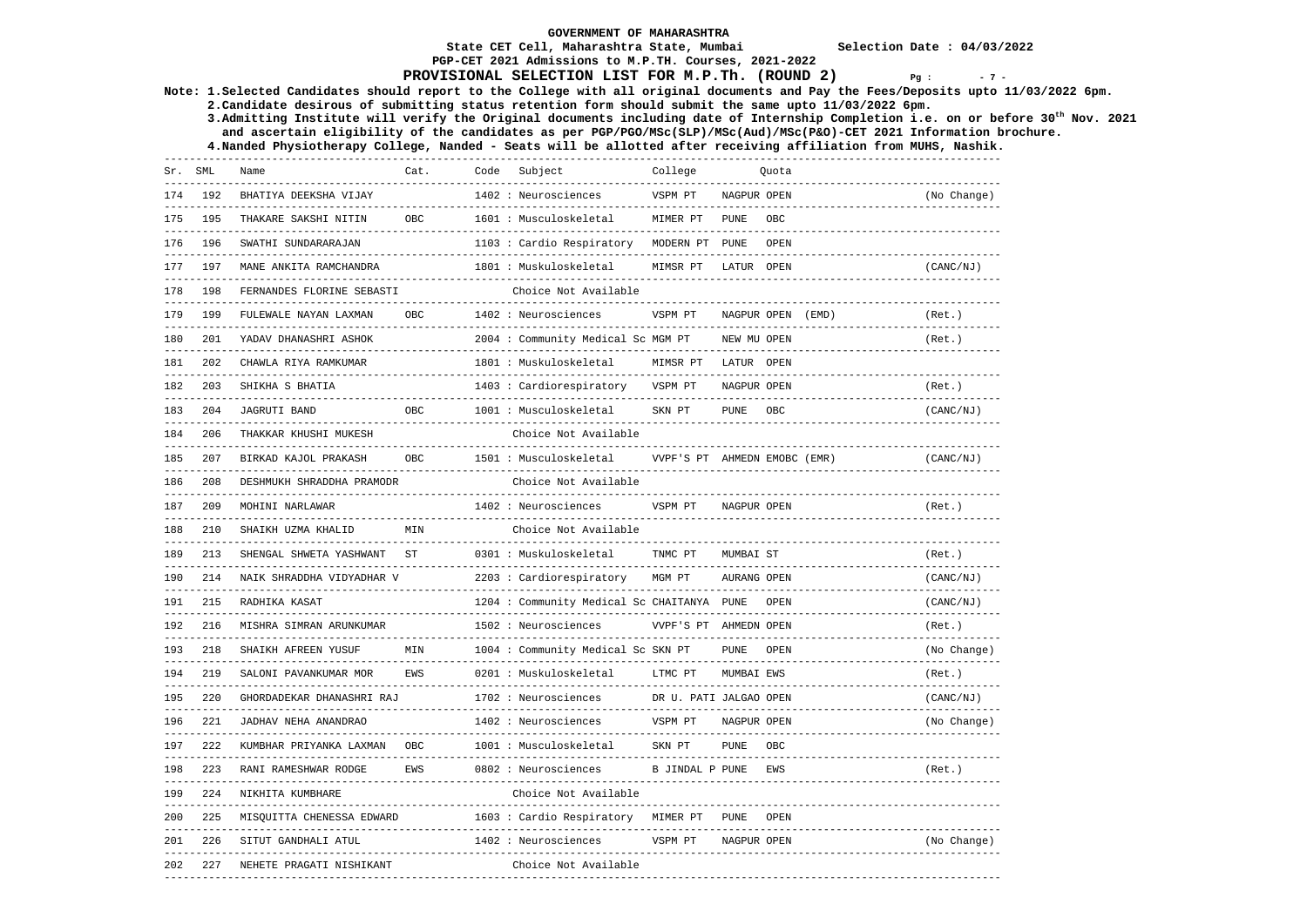**GOVERNMENT OF MAHARASHTRA**

**State CET Cell, Maharashtra State, Mumbai** **Selection Date : 04/03/2022**

**PGP-CET 2021 Admissions to M.P.TH. Courses, 2021-2022**

## PROVISIONAL SELECTION LIST FOR M.P.Th. (ROUND 2)

**Note: 1.Selected Candidates should report to the College with all original documents and Pay the Fees/Deposits upto 11/03/2022 6pm.**

**2.Candidate desirous of submitting status retention form should submit the same upto 11/03/2022 6pm.**

**3.Admitting Institute will verify the Original documents including date of Internship Completion i.e. on or before 30th Nov. 2021 and ascertain eligibility of the candidates as per PGP/PGO/MSc(SLP)/MSc(Aud)/MSc(P&O)-CET 2021 Information brochure.**

**4.Nanded Physiotherapy College, Nanded - Seats will be allotted after receiving affiliation from MUHS, Nashik.**

| Sr. | SML | Name | Cat. | Code | Subject | College | Quota | |
|---|---|---|---|---|---|---|---|---|
| 174 | 192 | BHATIYA DEEKSHA VIJAY | | 1402 | : Neurosciences | VSPM PT | NAGPUR OPEN | (No Change) |
| 175 | 195 | THAKARE SAKSHI NITIN | OBC | 1601 | : Musculoskeletal | MIMER PT | PUNE OBC | |
| 176 | 196 | SWATHI SUNDARARAJAN | | 1103 | : Cardio Respiratory | MODERN PT | PUNE OPEN | |
| 177 | 197 | MANE ANKITA RAMCHANDRA | | 1801 | : Muskuloskeletal | MIMSR PT | LATUR OPEN | (CANC/NJ) |
| 178 | 198 | FERNANDES FLORINE SEBASTI | | | Choice Not Available | | | |
| 179 | 199 | FULEWALE NAYAN LAXMAN | OBC | 1402 | : Neurosciences | VSPM PT | NAGPUR OPEN (EMD) | (Ret.) |
| 180 | 201 | YADAV DHANASHRI ASHOK | | 2004 | : Community Medical Sc | MGM PT | NEW MU OPEN | (Ret.) |
| 181 | 202 | CHAWLA RIYA RAMKUMAR | | 1801 | : Muskuloskeletal | MIMSR PT | LATUR OPEN | |
| 182 | 203 | SHIKHA S BHATIA | | 1403 | : Cardiorespiratory | VSPM PT | NAGPUR OPEN | (Ret.) |
| 183 | 204 | JAGRUTI BAND | OBC | 1001 | : Musculoskeletal | SKN PT | PUNE OBC | (CANC/NJ) |
| 184 | 206 | THAKKAR KHUSHI MUKESH | | | Choice Not Available | | | |
| 185 | 207 | BIRKAD KAJOL PRAKASH | OBC | 1501 | : Musculoskeletal | VVPF'S PT | AHMEDN EMOBC (EMR) | (CANC/NJ) |
| 186 | 208 | DESHMUKH SHRADDHA PRAMODR | | | Choice Not Available | | | |
| 187 | 209 | MOHINI NARLAWAR | | 1402 | : Neurosciences | VSPM PT | NAGPUR OPEN | (Ret.) |
| 188 | 210 | SHAIKH UZMA KHALID | MIN | | Choice Not Available | | | |
| 189 | 213 | SHENGAL SHWETA YASHWANT | ST | 0301 | : Muskuloskeletal | TNMC PT | MUMBAI ST | (Ret.) |
| 190 | 214 | NAIK SHRADDHA VIDYADHAR V | | 2203 | : Cardiorespiratory | MGM PT | AURANG OPEN | (CANC/NJ) |
| 191 | 215 | RADHIKA KASAT | | 1204 | : Community Medical Sc | CHAITANYA | PUNE OPEN | (CANC/NJ) |
| 192 | 216 | MISHRA SIMRAN ARUNKUMAR | | 1502 | : Neurosciences | VVPF'S PT | AHMEDN OPEN | (Ret.) |
| 193 | 218 | SHAIKH AFREEN YUSUF | MIN | 1004 | : Community Medical Sc | SKN PT | PUNE OPEN | (No Change) |
| 194 | 219 | SALONI PAVANKUMAR MOR | EWS | 0201 | : Muskuloskeletal | LTMC PT | MUMBAI EWS | (Ret.) |
| 195 | 220 | GHORDADEKAR DHANASHRI RAJ | | 1702 | : Neurosciences | DR U. PATI | JALGAO OPEN | (CANC/NJ) |
| 196 | 221 | JADHAV NEHA ANANDRAO | | 1402 | : Neurosciences | VSPM PT | NAGPUR OPEN | (No Change) |
| 197 | 222 | KUMBHAR PRIYANKA LAXMAN | OBC | 1001 | : Musculoskeletal | SKN PT | PUNE OBC | |
| 198 | 223 | RANI RAMESHWAR RODGE | EWS | 0802 | : Neurosciences | B JINDAL P | PUNE EWS | (Ret.) |
| 199 | 224 | NIKHITA KUMBHARE | | | Choice Not Available | | | |
| 200 | 225 | MISQUITTA CHENESSA EDWARD | | 1603 | : Cardio Respiratory | MIMER PT | PUNE OPEN | |
| 201 | 226 | SITUT GANDHALI ATUL | | 1402 | : Neurosciences | VSPM PT | NAGPUR OPEN | (No Change) |
| 202 | 227 | NEHETE PRAGATI NISHIKANT | | | Choice Not Available | | | |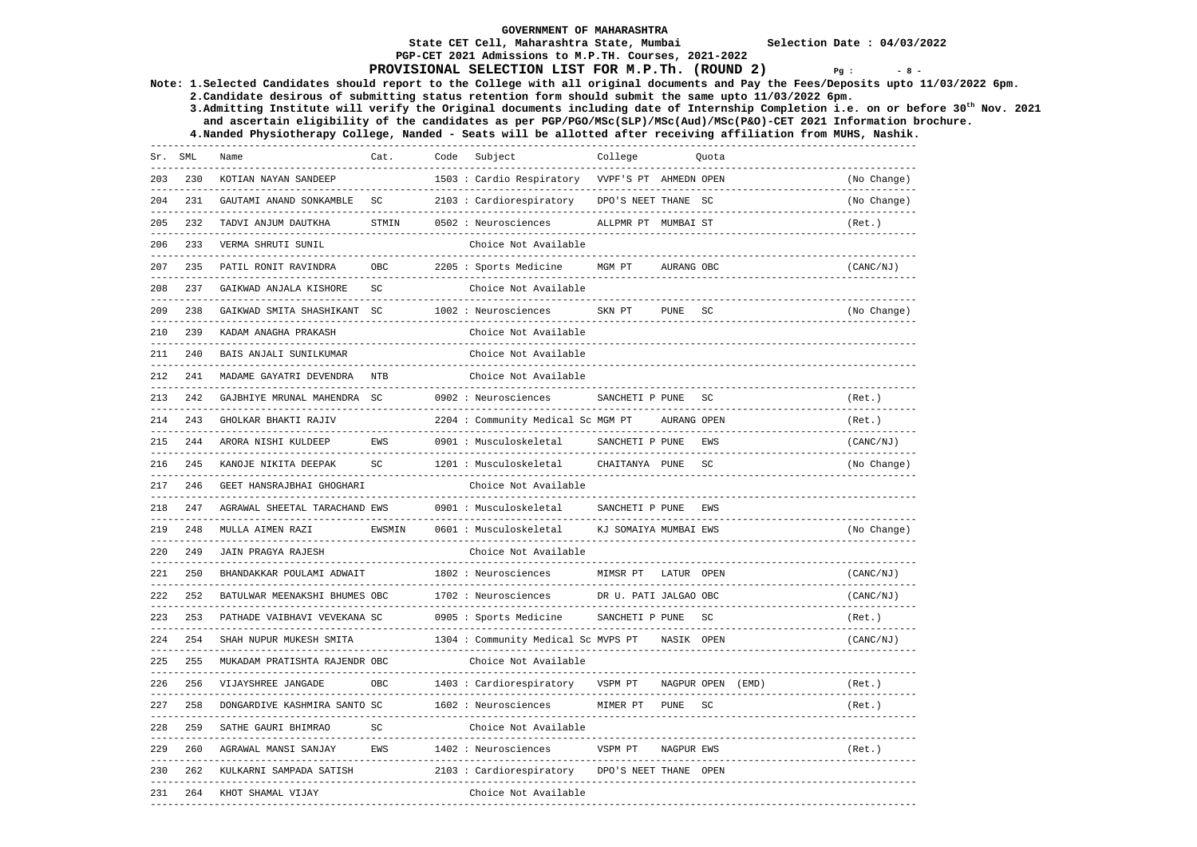# GOVERNMENT OF MAHARASHTRA

State CET Cell, Maharashtra State, Mumbai                Selection Date : 04/03/2022

PGP-CET 2021 Admissions to M.P.TH. Courses, 2021-2022

## PROVISIONAL SELECTION LIST FOR M.P.Th. (ROUND 2)

**Note: 1.Selected Candidates should report to the College with all original documents and Pay the Fees/Deposits upto 11/03/2022 6pm.**

**2.Candidate desirous of submitting status retention form should submit the same upto 11/03/2022 6pm.**

**3.Admitting Institute will verify the Original documents including date of Internship Completion i.e. on or before 30th Nov. 2021 and ascertain eligibility of the candidates as per PGP/PGO/MSc(SLP)/MSc(Aud)/MSc(P&O)-CET 2021 Information brochure.**

**4.Nanded Physiotherapy College, Nanded - Seats will be allotted after receiving affiliation from MUHS, Nashik.**

| Sr. | SML | Name | Cat. | Code | Subject | College | Quota | |
|---|---|---|---|---|---|---|---|---|
| 203 | 230 | KOTIAN NAYAN SANDEEP | | 1503 | Cardio Respiratory | VVPF'S PT AHMEDN | OPEN | (No Change) |
| 204 | 231 | GAUTAMI ANAND SONKAMBLE | SC | 2103 | Cardiorespiratory | DPO'S NEET THANE | SC | (No Change) |
| 205 | 232 | TADVI ANJUM DAUTKHA | STMIN | 0502 | Neurosciences | ALLPMR PT MUMBAI | ST | (Ret.) |
| 206 | 233 | VERMA SHRUTI SUNIL | | | Choice Not Available | | | |
| 207 | 235 | PATIL RONIT RAVINDRA | OBC | 2205 | Sports Medicine | MGM PT AURANG | OBC | (CANC/NJ) |
| 208 | 237 | GAIKWAD ANJALA KISHORE | SC | | Choice Not Available | | | |
| 209 | 238 | GAIKWAD SMITA SHASHIKANT | SC | 1002 | Neurosciences | SKN PT PUNE | SC | (No Change) |
| 210 | 239 | KADAM ANAGHA PRAKASH | | | Choice Not Available | | | |
| 211 | 240 | BAIS ANJALI SUNILKUMAR | | | Choice Not Available | | | |
| 212 | 241 | MADAME GAYATRI DEVENDRA | NTB | | Choice Not Available | | | |
| 213 | 242 | GAJBHIYE MRUNAL MAHENDRA | SC | 0902 | Neurosciences | SANCHETI P PUNE | SC | (Ret.) |
| 214 | 243 | GHOLKAR BHAKTI RAJIV | | 2204 | Community Medical Sc | MGM PT AURANG | OPEN | (Ret.) |
| 215 | 244 | ARORA NISHI KULDEEP | EWS | 0901 | Musculoskeletal | SANCHETI P PUNE | EWS | (CANC/NJ) |
| 216 | 245 | KANOJE NIKITA DEEPAK | SC | 1201 | Musculoskeletal | CHAITANYA PUNE | SC | (No Change) |
| 217 | 246 | GEET HANSRAJBHAI GHOGHARI | | | Choice Not Available | | | |
| 218 | 247 | AGRAWAL SHEETAL TARACHAND | EWS | 0901 | Musculoskeletal | SANCHETI P PUNE | EWS | |
| 219 | 248 | MULLA AIMEN RAZI | EWSMIN | 0601 | Musculoskeletal | KJ SOMAIYA MUMBAI | EWS | (No Change) |
| 220 | 249 | JAIN PRAGYA RAJESH | | | Choice Not Available | | | |
| 221 | 250 | BHANDAKKAR POULAMI ADWAIT | | 1802 | Neurosciences | MIMSR PT LATUR | OPEN | (CANC/NJ) |
| 222 | 252 | BATULWAR MEENAKSHI BHUMES | OBC | 1702 | Neurosciences | DR U. PATI JALGAO | OBC | (CANC/NJ) |
| 223 | 253 | PATHADE VAIBHAVI VEVEKANA | SC | 0905 | Sports Medicine | SANCHETI P PUNE | SC | (Ret.) |
| 224 | 254 | SHAH NUPUR MUKESH SMITA | | 1304 | Community Medical Sc | MVPS PT NASIK | OPEN | (CANC/NJ) |
| 225 | 255 | MUKADAM PRATISHTA RAJENDR | OBC | | Choice Not Available | | | |
| 226 | 256 | VIJAYSHREE JANGADE | OBC | 1403 | Cardiorespiratory | VSPM PT NAGPUR | OPEN (EMD) | (Ret.) |
| 227 | 258 | DONGARDIVE KASHMIRA SANTO | SC | 1602 | Neurosciences | MIMER PT PUNE | SC | (Ret.) |
| 228 | 259 | SATHE GAURI BHIMRAO | SC | | Choice Not Available | | | |
| 229 | 260 | AGRAWAL MANSI SANJAY | EWS | 1402 | Neurosciences | VSPM PT NAGPUR | EWS | (Ret.) |
| 230 | 262 | KULKARNI SAMPADA SATISH | | 2103 | Cardiorespiratory | DPO'S NEET THANE | OPEN | |
| 231 | 264 | KHOT SHAMAL VIJAY | | | Choice Not Available | | | |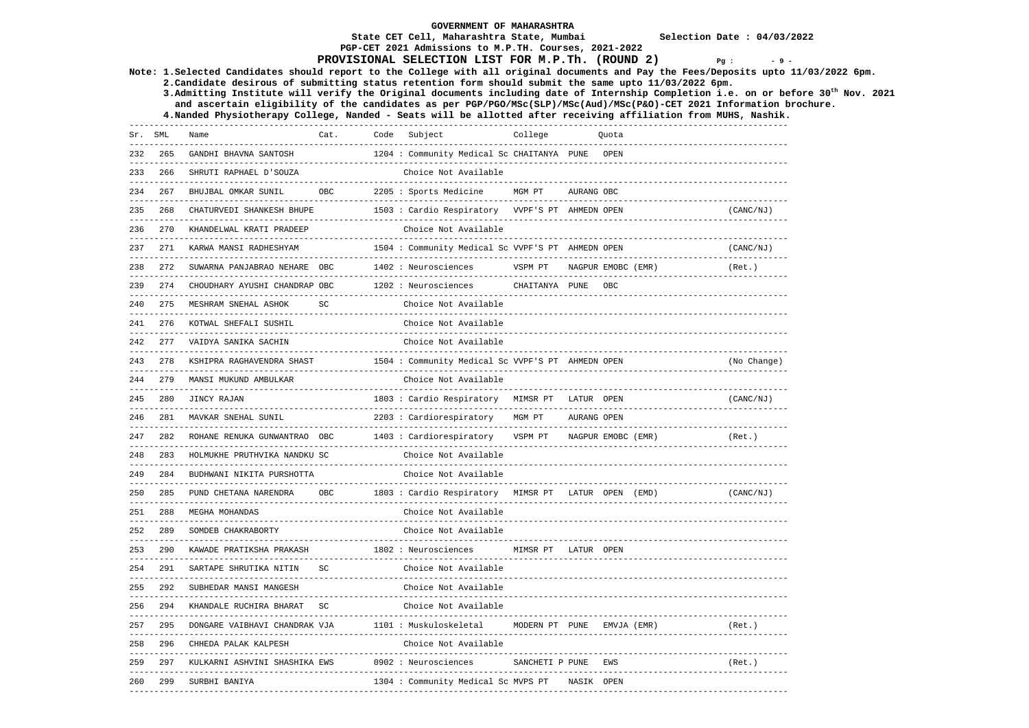**GOVERNMENT OF MAHARASHTRA**

**State CET Cell, Maharashtra State, Mumbai** **Selection Date : 04/03/2022**

**PGP-CET 2021 Admissions to M.P.TH. Courses, 2021-2022**

## PROVISIONAL SELECTION LIST FOR M.P.Th. (ROUND 2)

**Note: 1.Selected Candidates should report to the College with all original documents and Pay the Fees/Deposits upto 11/03/2022 6pm.**

**2.Candidate desirous of submitting status retention form should submit the same upto 11/03/2022 6pm.**

**3.Admitting Institute will verify the Original documents including date of Internship Completion i.e. on or before 30th Nov. 2021 and ascertain eligibility of the candidates as per PGP/PGO/MSc(SLP)/MSc(Aud)/MSc(P&O)-CET 2021 Information brochure.**

**4.Nanded Physiotherapy College, Nanded - Seats will be allotted after receiving affiliation from MUHS, Nashik.**

| Sr. | SML | Name | Cat. | Code | Subject | College | Quota | |
|---|---|---|---|---|---|---|---|---|
| 232 | 265 | GANDHI BHAVNA SANTOSH | | 1204 | : Community Medical Sc | CHAITANYA PUNE | OPEN | |
| 233 | 266 | SHRUTI RAPHAEL D'SOUZA | | | Choice Not Available | | | |
| 234 | 267 | BHUJBAL OMKAR SUNIL | OBC | 2205 | : Sports Medicine | MGM PT AURANG | OBC | |
| 235 | 268 | CHATURVEDI SHANKESH BHUPE | | 1503 | : Cardio Respiratory | VVPF'S PT AHMEDN | OPEN | (CANC/NJ) |
| 236 | 270 | KHANDELWAL KRATI PRADEEP | | | Choice Not Available | | | |
| 237 | 271 | KARWA MANSI RADHESHYAM | | 1504 | : Community Medical Sc | VVPF'S PT AHMEDN | OPEN | (CANC/NJ) |
| 238 | 272 | SUWARNA PANJABRAO NEHARE | OBC | 1402 | : Neurosciences | VSPM PT NAGPUR | EMOBC (EMR) | (Ret.) |
| 239 | 274 | CHOUDHARY AYUSHI CHANDRAP | OBC | 1202 | : Neurosciences | CHAITANYA PUNE | OBC | |
| 240 | 275 | MESHRAM SNEHAL ASHOK | SC | | Choice Not Available | | | |
| 241 | 276 | KOTWAL SHEFALI SUSHIL | | | Choice Not Available | | | |
| 242 | 277 | VAIDYA SANIKA SACHIN | | | Choice Not Available | | | |
| 243 | 278 | KSHIPRA RAGHAVENDRA SHAST | | 1504 | : Community Medical Sc | VVPF'S PT AHMEDN | OPEN | (No Change) |
| 244 | 279 | MANSI MUKUND AMBULKAR | | | Choice Not Available | | | |
| 245 | 280 | JINCY RAJAN | | 1803 | : Cardio Respiratory | MIMSR PT LATUR | OPEN | (CANC/NJ) |
| 246 | 281 | MAVKAR SNEHAL SUNIL | | 2203 | : Cardiorespiratory | MGM PT AURANG | OPEN | |
| 247 | 282 | ROHANE RENUKA GUNWANTRAO | OBC | 1403 | : Cardiorespiratory | VSPM PT NAGPUR | EMOBC (EMR) | (Ret.) |
| 248 | 283 | HOLMUKHE PRUTHVIKA NANDKU | SC | | Choice Not Available | | | |
| 249 | 284 | BUDHWANI NIKITA PURSHOTTA | | | Choice Not Available | | | |
| 250 | 285 | PUND CHETANA NARENDRA | OBC | 1803 | : Cardio Respiratory | MIMSR PT LATUR | OPEN (EMD) | (CANC/NJ) |
| 251 | 288 | MEGHA MOHANDAS | | | Choice Not Available | | | |
| 252 | 289 | SOMDEB CHAKRABORTY | | | Choice Not Available | | | |
| 253 | 290 | KAWADE PRATIKSHA PRAKASH | | 1802 | : Neurosciences | MIMSR PT LATUR | OPEN | |
| 254 | 291 | SARTAPE SHRUTIKA NITIN | SC | | Choice Not Available | | | |
| 255 | 292 | SUBHEDAR MANSI MANGESH | | | Choice Not Available | | | |
| 256 | 294 | KHANDALE RUCHIRA BHARAT | SC | | Choice Not Available | | | |
| 257 | 295 | DONGARE VAIBHAVI CHANDRAK | VJA | 1101 | : Muskuloskeletal | MODERN PT PUNE | EMVJA (EMR) | (Ret.) |
| 258 | 296 | CHHEDA PALAK KALPESH | | | Choice Not Available | | | |
| 259 | 297 | KULKARNI ASHVINI SHASHIKA | EWS | 0902 | : Neurosciences | SANCHETI P PUNE | EWS | (Ret.) |
| 260 | 299 | SURBHI BANIYA | | 1304 | : Community Medical Sc | MVPS PT NASIK | OPEN | |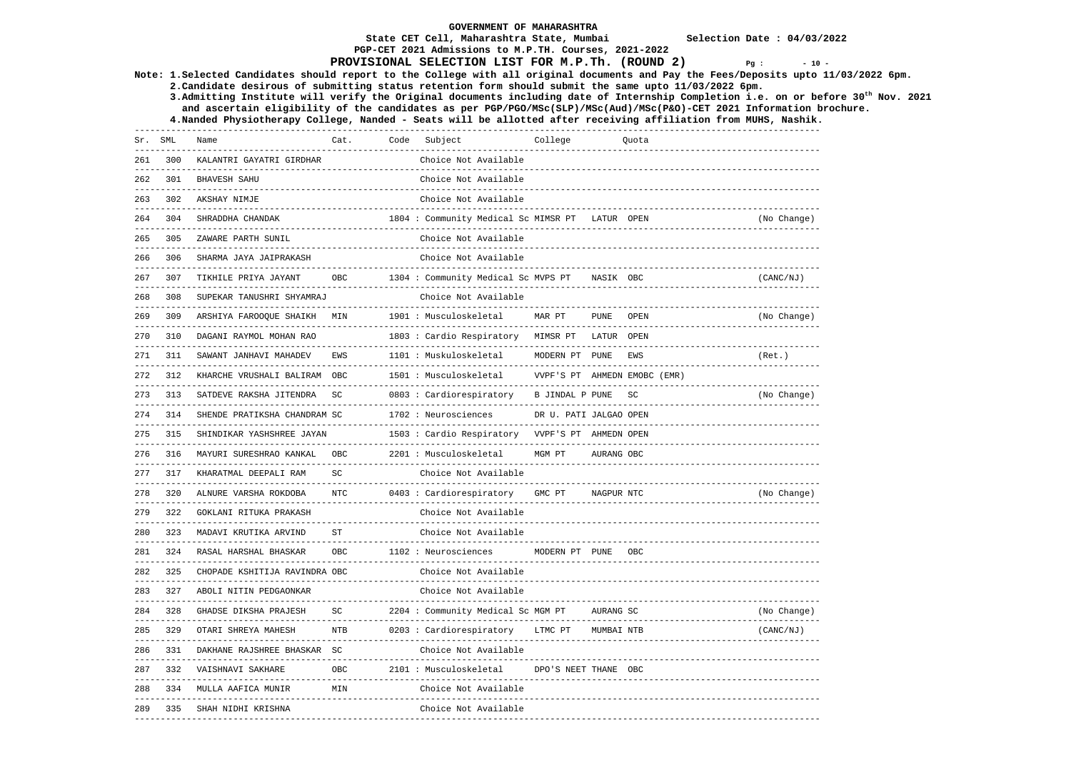**GOVERNMENT OF MAHARASHTRA**

**State CET Cell, Maharashtra State, Mumbai** **Selection Date : 04/03/2022**

**PGP-CET 2021 Admissions to M.P.TH. Courses, 2021-2022**

## PROVISIONAL SELECTION LIST FOR M.P.Th. (ROUND 2)

**Note: 1.Selected Candidates should report to the College with all original documents and Pay the Fees/Deposits upto 11/03/2022 6pm.**

**2.Candidate desirous of submitting status retention form should submit the same upto 11/03/2022 6pm.**

**3.Admitting Institute will verify the Original documents including date of Internship Completion i.e. on or before 30th Nov. 2021 and ascertain eligibility of the candidates as per PGP/PGO/MSc(SLP)/MSc(Aud)/MSc(P&O)-CET 2021 Information brochure.**

**4.Nanded Physiotherapy College, Nanded - Seats will be allotted after receiving affiliation from MUHS, Nashik.**

| Sr. | SML | Name | Cat. | Code | Subject | College | | Quota | |
|---|---|---|---|---|---|---|---|---|---|
| 261 | 300 | KALANTRI GAYATRI GIRDHAR | | | Choice Not Available | | | | |
| 262 | 301 | BHAVESH SAHU | | | Choice Not Available | | | | |
| 263 | 302 | AKSHAY NIMJE | | | Choice Not Available | | | | |
| 264 | 304 | SHRADDHA CHANDAK | | 1804 | Community Medical Sc | MIMSR PT | LATUR | OPEN | (No Change) |
| 265 | 305 | ZAWARE PARTH SUNIL | | | Choice Not Available | | | | |
| 266 | 306 | SHARMA JAYA JAIPRAKASH | | | Choice Not Available | | | | |
| 267 | 307 | TIKHILE PRIYA JAYANT | OBC | 1304 | Community Medical Sc | MVPS PT | NASIK | OBC | (CANC/NJ) |
| 268 | 308 | SUPEKAR TANUSHRI SHYAMRAJ | | | Choice Not Available | | | | |
| 269 | 309 | ARSHIYA FAROOQUE SHAIKH | MIN | 1901 | Musculoskeletal | MAR PT | PUNE | OPEN | (No Change) |
| 270 | 310 | DAGANI RAYMOL MOHAN RAO | | 1803 | Cardio Respiratory | MIMSR PT | LATUR | OPEN | |
| 271 | 311 | SAWANT JANHAVI MAHADEV | EWS | 1101 | Muskuloskeletal | MODERN PT | PUNE | EWS | (Ret.) |
| 272 | 312 | KHARCHE VRUSHALI BALIRAM | OBC | 1501 | Musculoskeletal | VVPF'S PT | AHMEDN | EMOBC (EMR) | |
| 273 | 313 | SATDEVE RAKSHA JITENDRA | SC | 0803 | Cardiorespiratory | B JINDAL P | PUNE | SC | (No Change) |
| 274 | 314 | SHENDE PRATIKSHA CHANDRAM | SC | 1702 | Neurosciences | DR U. PATI | JALGAO | OPEN | |
| 275 | 315 | SHINDIKAR YASHSHREE JAYAN | | 1503 | Cardio Respiratory | VVPF'S PT | AHMEDN | OPEN | |
| 276 | 316 | MAYURI SURESHRAO KANKAL | OBC | 2201 | Musculoskeletal | MGM PT | AURANG | OBC | |
| 277 | 317 | KHARATMAL DEEPALI RAM | SC | | Choice Not Available | | | | |
| 278 | 320 | ALNURE VARSHA ROKDOBA | NTC | 0403 | Cardiorespiratory | GMC PT | NAGPUR | NTC | (No Change) |
| 279 | 322 | GOKLANI RITUKA PRAKASH | | | Choice Not Available | | | | |
| 280 | 323 | MADAVI KRUTIKA ARVIND | ST | | Choice Not Available | | | | |
| 281 | 324 | RASAL HARSHAL BHASKAR | OBC | 1102 | Neurosciences | MODERN PT | PUNE | OBC | |
| 282 | 325 | CHOPADE KSHITIJA RAVINDRA | OBC | | Choice Not Available | | | | |
| 283 | 327 | ABOLI NITIN PEDGAONKAR | | | Choice Not Available | | | | |
| 284 | 328 | GHADSE DIKSHA PRAJESH | SC | 2204 | Community Medical Sc | MGM PT | AURANG | SC | (No Change) |
| 285 | 329 | OTARI SHREYA MAHESH | NTB | 0203 | Cardiorespiratory | LTMC PT | MUMBAI | NTB | (CANC/NJ) |
| 286 | 331 | DAKHANE RAJSHREE BHASKAR | SC | | Choice Not Available | | | | |
| 287 | 332 | VAISHNAVI SAKHARE | OBC | 2101 | Musculoskeletal | DPO'S NEET | THANE | OBC | |
| 288 | 334 | MULLA AAFICA MUNIR | MIN | | Choice Not Available | | | | |
| 289 | 335 | SHAH NIDHI KRISHNA | | | Choice Not Available | | | | |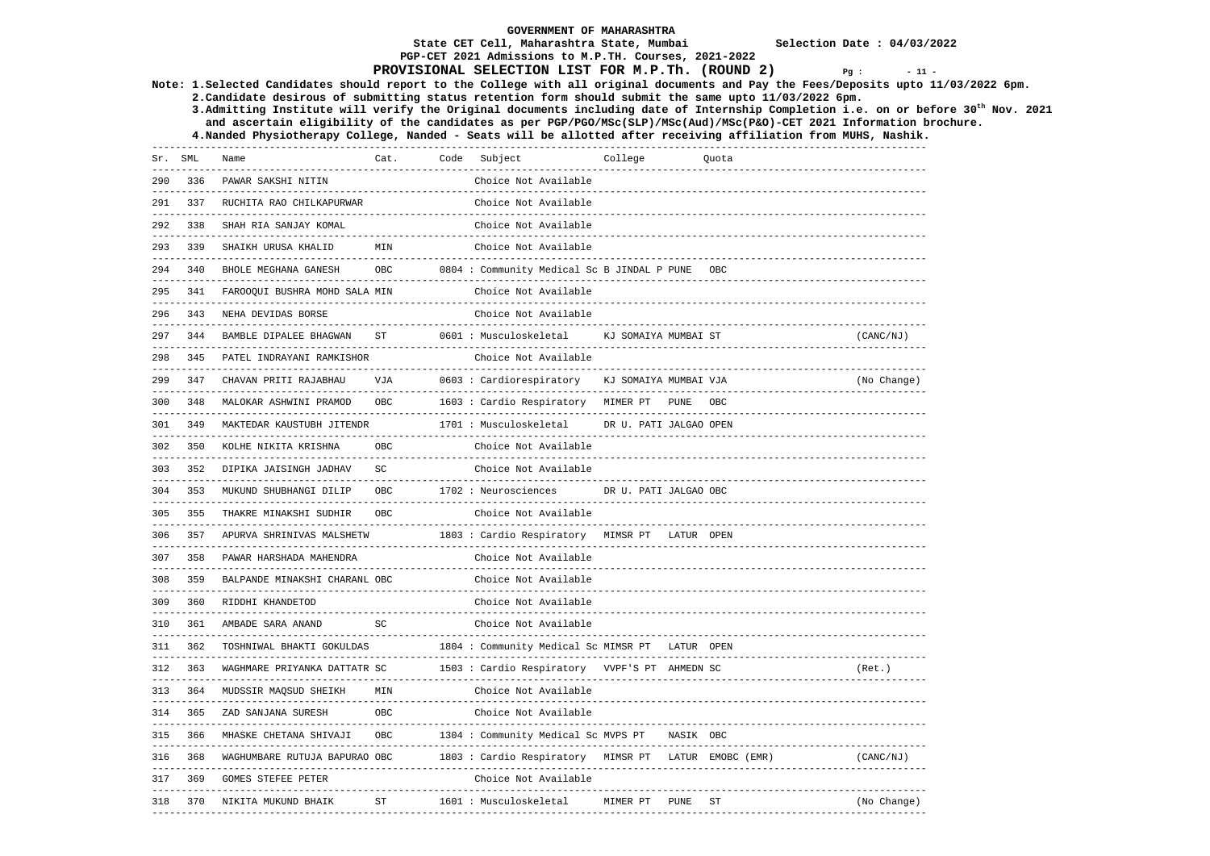**GOVERNMENT OF MAHARASHTRA**

**State CET Cell, Maharashtra State, Mumbai** **Selection Date : 04/03/2022**

**PGP-CET 2021 Admissions to M.P.TH. Courses, 2021-2022**

**PROVISIONAL SELECTION LIST FOR M.P.Th. (ROUND 2)**

**Note: 1.Selected Candidates should report to the College with all original documents and Pay the Fees/Deposits upto 11/03/2022 6pm.**

**2.Candidate desirous of submitting status retention form should submit the same upto 11/03/2022 6pm.**

**3.Admitting Institute will verify the Original documents including date of Internship Completion i.e. on or before 30th Nov. 2021 and ascertain eligibility of the candidates as per PGP/PGO/MSc(SLP)/MSc(Aud)/MSc(P&O)-CET 2021 Information brochure.**

**4.Nanded Physiotherapy College, Nanded - Seats will be allotted after receiving affiliation from MUHS, Nashik.**

| Sr. | SML | Name | Cat. | Code Subject | College | Quota | |
|---|---|---|---|---|---|---|---|
| 290 | 336 | PAWAR SAKSHI NITIN | | Choice Not Available | | | |
| 291 | 337 | RUCHITA RAO CHILKAPURWAR | | Choice Not Available | | | |
| 292 | 338 | SHAH RIA SANJAY KOMAL | | Choice Not Available | | | |
| 293 | 339 | SHAIKH URUSA KHALID | MIN | Choice Not Available | | | |
| 294 | 340 | BHOLE MEGHANA GANESH | OBC | 0804 : Community Medical Sc | B JINDAL P PUNE | OBC | |
| 295 | 341 | FAROOQUI BUSHRA MOHD SALA | MIN | Choice Not Available | | | |
| 296 | 343 | NEHA DEVIDAS BORSE | | Choice Not Available | | | |
| 297 | 344 | BAMBLE DIPALEE BHAGWAN | ST | 0601 : Musculoskeletal | KJ SOMAIYA MUMBAI | ST | (CANC/NJ) |
| 298 | 345 | PATEL INDRAYANI RAMKISHOR | | Choice Not Available | | | |
| 299 | 347 | CHAVAN PRITI RAJABHAU | VJA | 0603 : Cardiorespiratory | KJ SOMAIYA MUMBAI | VJA | (No Change) |
| 300 | 348 | MALOKAR ASHWINI PRAMOD | OBC | 1603 : Cardio Respiratory | MIMER PT PUNE | OBC | |
| 301 | 349 | MAKTEDAR KAUSTUBH JITENDR | | 1701 : Musculoskeletal | DR U. PATI JALGAO | OPEN | |
| 302 | 350 | KOLHE NIKITA KRISHNA | OBC | Choice Not Available | | | |
| 303 | 352 | DIPIKA JAISINGH JADHAV | SC | Choice Not Available | | | |
| 304 | 353 | MUKUND SHUBHANGI DILIP | OBC | 1702 : Neurosciences | DR U. PATI JALGAO | OBC | |
| 305 | 355 | THAKRE MINAKSHI SUDHIR | OBC | Choice Not Available | | | |
| 306 | 357 | APURVA SHRINIVAS MALSHETW | | 1803 : Cardio Respiratory | MIMSR PT LATUR | OPEN | |
| 307 | 358 | PAWAR HARSHADA MAHENDRA | | Choice Not Available | | | |
| 308 | 359 | BALPANDE MINAKSHI CHARANL | OBC | Choice Not Available | | | |
| 309 | 360 | RIDDHI KHANDETOD | | Choice Not Available | | | |
| 310 | 361 | AMBADE SARA ANAND | SC | Choice Not Available | | | |
| 311 | 362 | TOSHNIWAL BHAKTI GOKULDAS | | 1804 : Community Medical Sc | MIMSR PT LATUR | OPEN | |
| 312 | 363 | WAGHMARE PRIYANKA DATTATR | SC | 1503 : Cardio Respiratory | VVPF'S PT AHMEDN | SC | (Ret.) |
| 313 | 364 | MUDSSIR MAQSUD SHEIKH | MIN | Choice Not Available | | | |
| 314 | 365 | ZAD SANJANA SURESH | OBC | Choice Not Available | | | |
| 315 | 366 | MHASKE CHETANA SHIVAJI | OBC | 1304 : Community Medical Sc | MVPS PT NASIK | OBC | |
| 316 | 368 | WAGHUMBARE RUTUJA BAPURAO | OBC | 1803 : Cardio Respiratory | MIMSR PT LATUR | EMOBC (EMR) | (CANC/NJ) |
| 317 | 369 | GOMES STEFEE PETER | | Choice Not Available | | | |
| 318 | 370 | NIKITA MUKUND BHAIK | ST | 1601 : Musculoskeletal | MIMER PT PUNE | ST | (No Change) |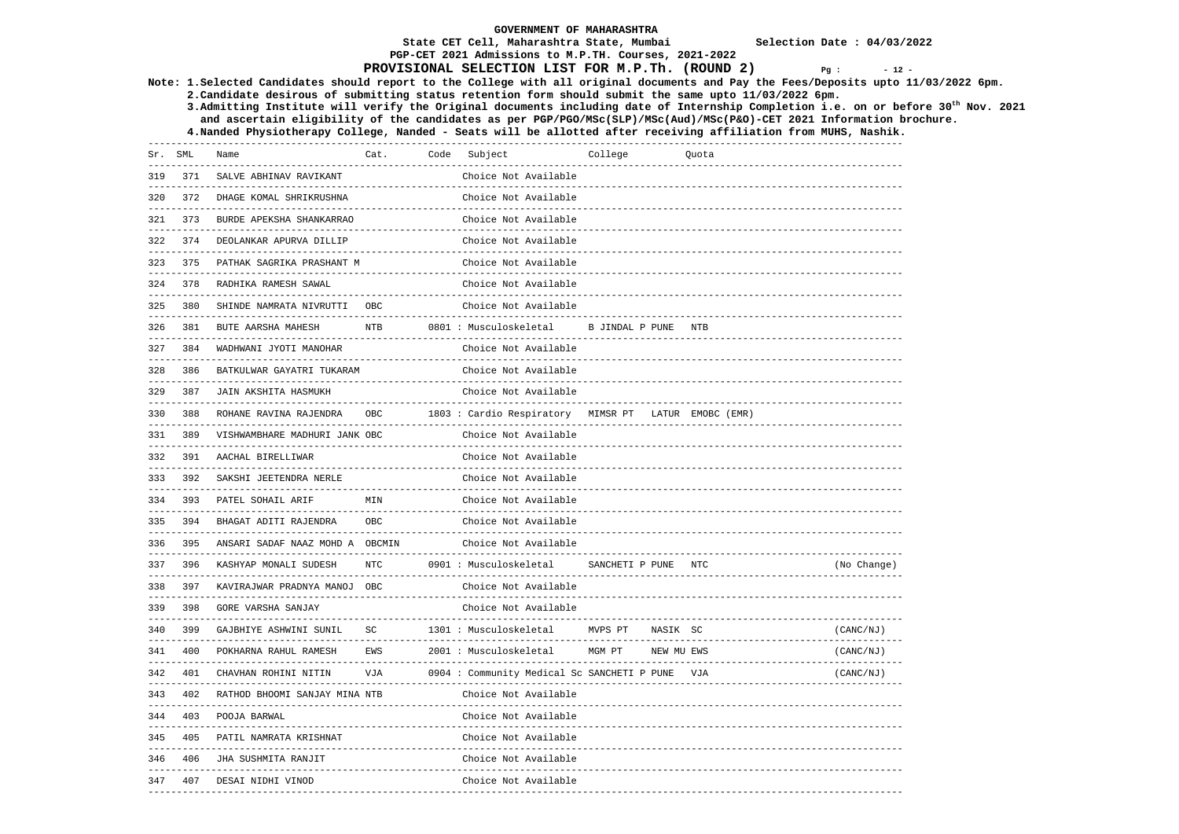**GOVERNMENT OF MAHARASHTRA**

**State CET Cell, Maharashtra State, Mumbai** **Selection Date : 04/03/2022**

**PGP-CET 2021 Admissions to M.P.TH. Courses, 2021-2022**

## PROVISIONAL SELECTION LIST FOR M.P.Th. (ROUND 2)

**Note: 1.Selected Candidates should report to the College with all original documents and Pay the Fees/Deposits upto 11/03/2022 6pm.**

**2.Candidate desirous of submitting status retention form should submit the same upto 11/03/2022 6pm.**

**3.Admitting Institute will verify the Original documents including date of Internship Completion i.e. on or before 30th Nov. 2021 and ascertain eligibility of the candidates as per PGP/PGO/MSc(SLP)/MSc(Aud)/MSc(P&O)-CET 2021 Information brochure.**

**4.Nanded Physiotherapy College, Nanded - Seats will be allotted after receiving affiliation from MUHS, Nashik.**

| Sr. | SML | Name | Cat. | Code | Subject | College | Quota | |
|---|---|---|---|---|---|---|---|---|
| 319 | 371 | SALVE ABHINAV RAVIKANT | | | Choice Not Available | | | |
| 320 | 372 | DHAGE KOMAL SHRIKRUSHNA | | | Choice Not Available | | | |
| 321 | 373 | BURDE APEKSHA SHANKARRAO | | | Choice Not Available | | | |
| 322 | 374 | DEOLANKAR APURVA DILLIP | | | Choice Not Available | | | |
| 323 | 375 | PATHAK SAGRIKA PRASHANT M | | | Choice Not Available | | | |
| 324 | 378 | RADHIKA RAMESH SAWAL | | | Choice Not Available | | | |
| 325 | 380 | SHINDE NAMRATA NIVRUTTI | OBC | | Choice Not Available | | | |
| 326 | 381 | BUTE AARSHA MAHESH | NTB | 0801 | Musculoskeletal | B JINDAL P PUNE | NTB | |
| 327 | 384 | WADHWANI JYOTI MANOHAR | | | Choice Not Available | | | |
| 328 | 386 | BATKULWAR GAYATRI TUKARAM | | | Choice Not Available | | | |
| 329 | 387 | JAIN AKSHITA HASMUKH | | | Choice Not Available | | | |
| 330 | 388 | ROHANE RAVINA RAJENDRA | OBC | 1803 | Cardio Respiratory | MIMSR PT LATUR | EMOBC (EMR) | |
| 331 | 389 | VISHWAMBHARE MADHURI JANK | OBC | | Choice Not Available | | | |
| 332 | 391 | AACHAL BIRELLIWAR | | | Choice Not Available | | | |
| 333 | 392 | SAKSHI JEETENDRA NERLE | | | Choice Not Available | | | |
| 334 | 393 | PATEL SOHAIL ARIF | MIN | | Choice Not Available | | | |
| 335 | 394 | BHAGAT ADITI RAJENDRA | OBC | | Choice Not Available | | | |
| 336 | 395 | ANSARI SADAF NAAZ MOHD A | OBCMIN | | Choice Not Available | | | |
| 337 | 396 | KASHYAP MONALI SUDESH | NTC | 0901 | Musculoskeletal | SANCHETI P PUNE | NTC | (No Change) |
| 338 | 397 | KAVIRAJWAR PRADNYA MANOJ | OBC | | Choice Not Available | | | |
| 339 | 398 | GORE VARSHA SANJAY | | | Choice Not Available | | | |
| 340 | 399 | GAJBHIYE ASHWINI SUNIL | SC | 1301 | Musculoskeletal | MVPS PT NASIK | SC | (CANC/NJ) |
| 341 | 400 | POKHARNA RAHUL RAMESH | EWS | 2001 | Musculoskeletal | MGM PT NEW MU | EWS | (CANC/NJ) |
| 342 | 401 | CHAVHAN ROHINI NITIN | VJA | 0904 | Community Medical Sc | SANCHETI P PUNE | VJA | (CANC/NJ) |
| 343 | 402 | RATHOD BHOOMI SANJAY MINA | NTB | | Choice Not Available | | | |
| 344 | 403 | POOJA BARWAL | | | Choice Not Available | | | |
| 345 | 405 | PATIL NAMRATA KRISHNAT | | | Choice Not Available | | | |
| 346 | 406 | JHA SUSHMITA RANJIT | | | Choice Not Available | | | |
| 347 | 407 | DESAI NIDHI VINOD | | | Choice Not Available | | | |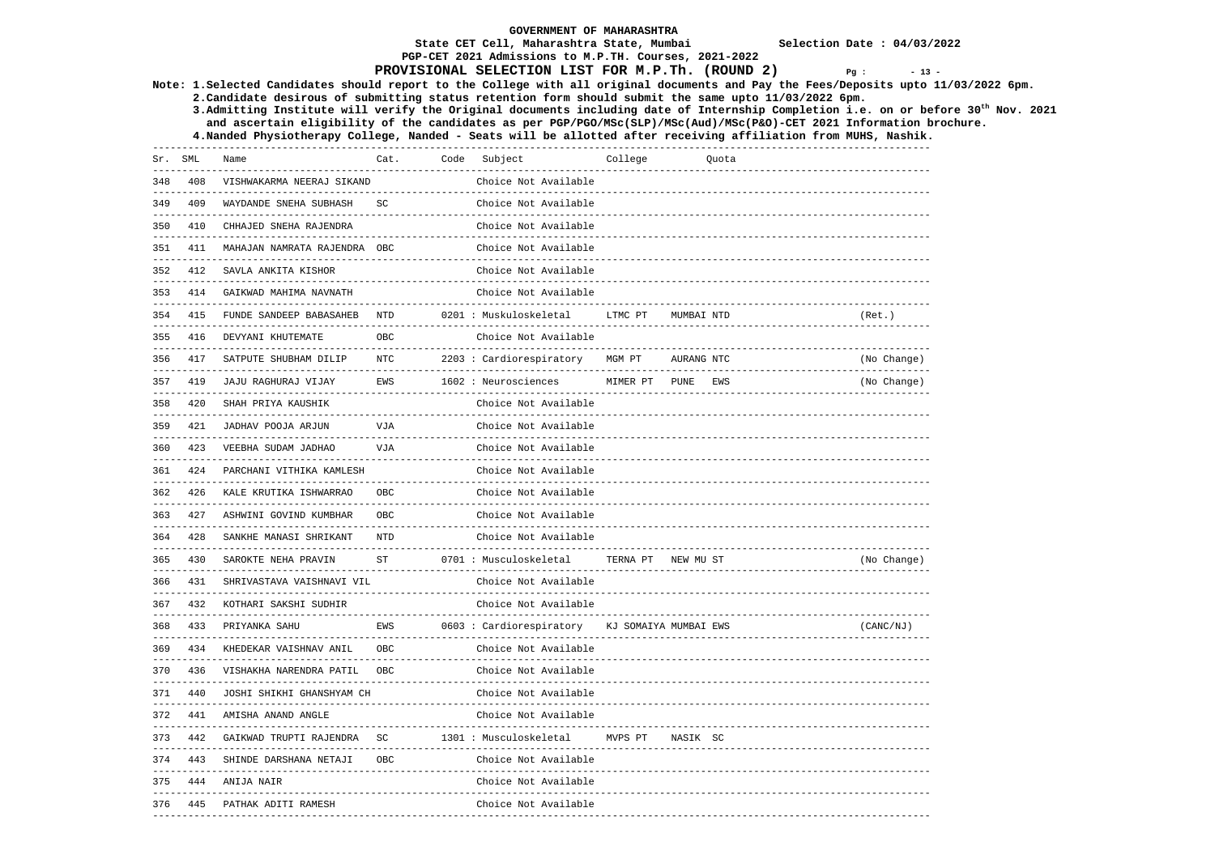**GOVERNMENT OF MAHARASHTRA**

**State CET Cell, Maharashtra State, Mumbai** **Selection Date : 04/03/2022**

**PGP-CET 2021 Admissions to M.P.TH. Courses, 2021-2022**

**PROVISIONAL SELECTION LIST FOR M.P.Th. (ROUND 2)**

**Note: 1.Selected Candidates should report to the College with all original documents and Pay the Fees/Deposits upto 11/03/2022 6pm.**

**2.Candidate desirous of submitting status retention form should submit the same upto 11/03/2022 6pm.**

**3.Admitting Institute will verify the Original documents including date of Internship Completion i.e. on or before 30th Nov. 2021 and ascertain eligibility of the candidates as per PGP/PGO/MSc(SLP)/MSc(Aud)/MSc(P&O)-CET 2021 Information brochure.**

**4.Nanded Physiotherapy College, Nanded - Seats will be allotted after receiving affiliation from MUHS, Nashik.**

| Sr. | SML | Name | Cat. | Code | Subject | College | Quota | |
|---|---|---|---|---|---|---|---|---|
| 348 | 408 | VISHWAKARMA NEERAJ SIKAND | | | Choice Not Available | | | |
| 349 | 409 | WAYDANDE SNEHA SUBHASH | SC | | Choice Not Available | | | |
| 350 | 410 | CHHAJED SNEHA RAJENDRA | | | Choice Not Available | | | |
| 351 | 411 | MAHAJAN NAMRATA RAJENDRA | OBC | | Choice Not Available | | | |
| 352 | 412 | SAVLA ANKITA KISHOR | | | Choice Not Available | | | |
| 353 | 414 | GAIKWAD MAHIMA NAVNATH | | | Choice Not Available | | | |
| 354 | 415 | FUNDE SANDEEP BABASAHEB | NTD | 0201 : | Muskuloskeletal | LTMC PT | MUMBAI NTD | (Ret.) |
| 355 | 416 | DEVYANI KHUTEMATE | OBC | | Choice Not Available | | | |
| 356 | 417 | SATPUTE SHUBHAM DILIP | NTC | 2203 : | Cardiorespiratory | MGM PT | AURANG NTC | (No Change) |
| 357 | 419 | JAJU RAGHURAJ VIJAY | EWS | 1602 : | Neurosciences | MIMER PT | PUNE EWS | (No Change) |
| 358 | 420 | SHAH PRIYA KAUSHIK | | | Choice Not Available | | | |
| 359 | 421 | JADHAV POOJA ARJUN | VJA | | Choice Not Available | | | |
| 360 | 423 | VEEBHA SUDAM JADHAO | VJA | | Choice Not Available | | | |
| 361 | 424 | PARCHANI VITHIKA KAMLESH | | | Choice Not Available | | | |
| 362 | 426 | KALE KRUTIKA ISHWARRAO | OBC | | Choice Not Available | | | |
| 363 | 427 | ASHWINI GOVIND KUMBHAR | OBC | | Choice Not Available | | | |
| 364 | 428 | SANKHE MANASI SHRIKANT | NTD | | Choice Not Available | | | |
| 365 | 430 | SAROKTE NEHA PRAVIN | ST | 0701 : | Musculoskeletal | TERNA PT | NEW MU ST | (No Change) |
| 366 | 431 | SHRIVASTAVA VAISHNAVI VIL | | | Choice Not Available | | | |
| 367 | 432 | KOTHARI SAKSHI SUDHIR | | | Choice Not Available | | | |
| 368 | 433 | PRIYANKA SAHU | EWS | 0603 : | Cardiorespiratory | KJ SOMAIYA | MUMBAI EWS | (CANC/NJ) |
| 369 | 434 | KHEDEKAR VAISHNAV ANIL | OBC | | Choice Not Available | | | |
| 370 | 436 | VISHAKHA NARENDRA PATIL | OBC | | Choice Not Available | | | |
| 371 | 440 | JOSHI SHIKHI GHANSHYAM CH | | | Choice Not Available | | | |
| 372 | 441 | AMISHA ANAND ANGLE | | | Choice Not Available | | | |
| 373 | 442 | GAIKWAD TRUPTI RAJENDRA | SC | 1301 : | Musculoskeletal | MVPS PT | NASIK SC | |
| 374 | 443 | SHINDE DARSHANA NETAJI | OBC | | Choice Not Available | | | |
| 375 | 444 | ANIJA NAIR | | | Choice Not Available | | | |
| 376 | 445 | PATHAK ADITI RAMESH | | | Choice Not Available | | | |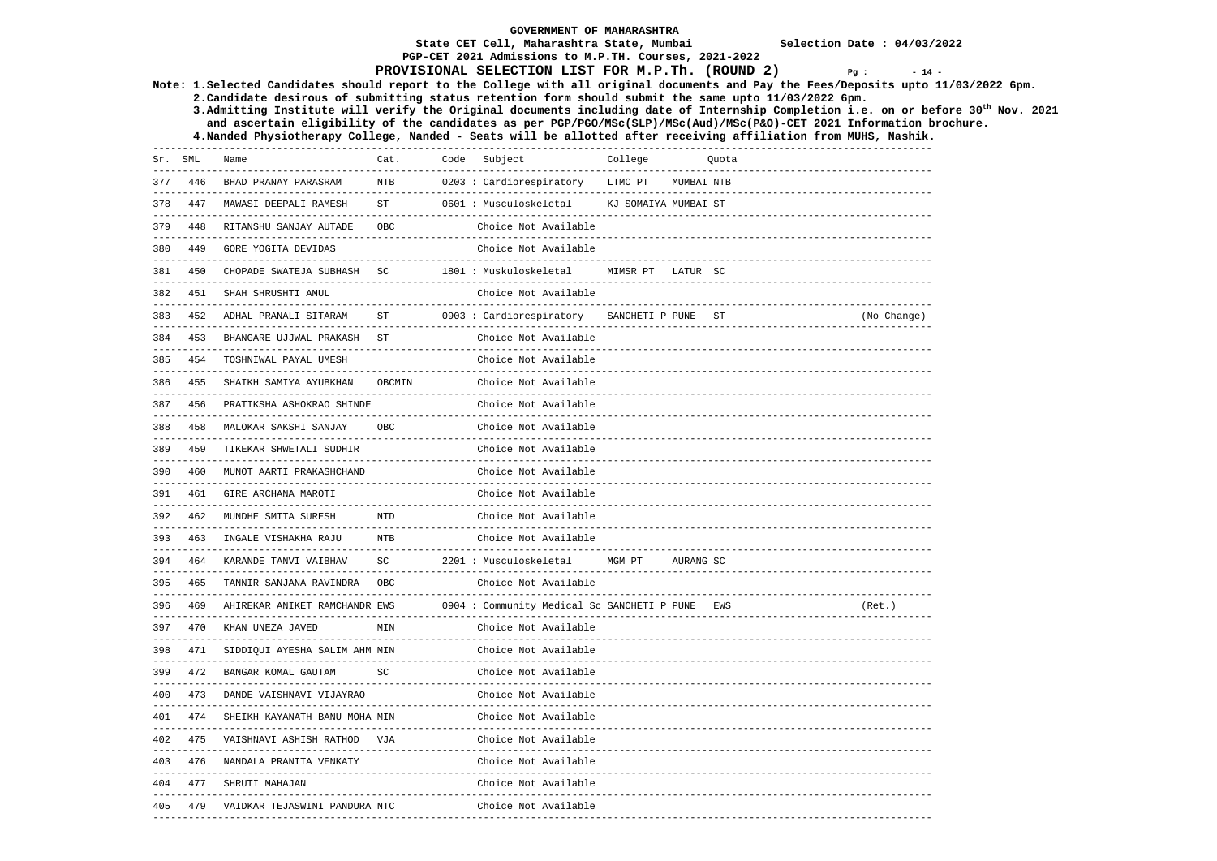# GOVERNMENT OF MAHARASHTRA

**State CET Cell, Maharashtra State, Mumbai** **Selection Date : 04/03/2022**

**PGP-CET 2021 Admissions to M.P.TH. Courses, 2021-2022**

## PROVISIONAL SELECTION LIST FOR M.P.Th. (ROUND 2)

**Note: 1.Selected Candidates should report to the College with all original documents and Pay the Fees/Deposits upto 11/03/2022 6pm.**

**2.Candidate desirous of submitting status retention form should submit the same upto 11/03/2022 6pm.**

**3.Admitting Institute will verify the Original documents including date of Internship Completion i.e. on or before 30th Nov. 2021 and ascertain eligibility of the candidates as per PGP/PGO/MSc(SLP)/MSc(Aud)/MSc(P&O)-CET 2021 Information brochure.**

**4.Nanded Physiotherapy College, Nanded - Seats will be allotted after receiving affiliation from MUHS, Nashik.**

| Sr. | SML | Name | Cat. | Code | Subject | College | Quota | |
|---|---|---|---|---|---|---|---|---|
| 377 | 446 | BHAD PRANAY PARASRAM | NTB | 0203 | Cardiorespiratory | LTMC PT MUMBAI | NTB | |
| 378 | 447 | MAWASI DEEPALI RAMESH | ST | 0601 | Musculoskeletal | KJ SOMAIYA MUMBAI | ST | |
| 379 | 448 | RITANSHU SANJAY AUTADE | OBC | | Choice Not Available | | | |
| 380 | 449 | GORE YOGITA DEVIDAS | | | Choice Not Available | | | |
| 381 | 450 | CHOPADE SWATEJA SUBHASH | SC | 1801 | Muskuloskeletal | MIMSR PT LATUR | SC | |
| 382 | 451 | SHAH SHRUSHTI AMUL | | | Choice Not Available | | | |
| 383 | 452 | ADHAL PRANALI SITARAM | ST | 0903 | Cardiorespiratory | SANCHETI P PUNE | ST | (No Change) |
| 384 | 453 | BHANGARE UJJWAL PRAKASH | ST | | Choice Not Available | | | |
| 385 | 454 | TOSHNIWAL PAYAL UMESH | | | Choice Not Available | | | |
| 386 | 455 | SHAIKH SAMIYA AYUBKHAN | OBCMIN | | Choice Not Available | | | |
| 387 | 456 | PRATIKSHA ASHOKRAO SHINDE | | | Choice Not Available | | | |
| 388 | 458 | MALOKAR SAKSHI SANJAY | OBC | | Choice Not Available | | | |
| 389 | 459 | TIKEKAR SHWETALI SUDHIR | | | Choice Not Available | | | |
| 390 | 460 | MUNOT AARTI PRAKASHCHAND | | | Choice Not Available | | | |
| 391 | 461 | GIRE ARCHANA MAROTI | | | Choice Not Available | | | |
| 392 | 462 | MUNDHE SMITA SURESH | NTD | | Choice Not Available | | | |
| 393 | 463 | INGALE VISHAKHA RAJU | NTB | | Choice Not Available | | | |
| 394 | 464 | KARANDE TANVI VAIBHAV | SC | 2201 | Musculoskeletal | MGM PT AURANG | SC | |
| 395 | 465 | TANNIR SANJANA RAVINDRA | OBC | | Choice Not Available | | | |
| 396 | 469 | AHIREKAR ANIKET RAMCHANDR | EWS | 0904 | Community Medical Sc | SANCHETI P PUNE | EWS | (Ret.) |
| 397 | 470 | KHAN UNEZA JAVED | MIN | | Choice Not Available | | | |
| 398 | 471 | SIDDIQUI AYESHA SALIM AHM | MIN | | Choice Not Available | | | |
| 399 | 472 | BANGAR KOMAL GAUTAM | SC | | Choice Not Available | | | |
| 400 | 473 | DANDE VAISHNAVI VIJAYRAO | | | Choice Not Available | | | |
| 401 | 474 | SHEIKH KAYANATH BANU MOHA | MIN | | Choice Not Available | | | |
| 402 | 475 | VAISHNAVI ASHISH RATHOD | VJA | | Choice Not Available | | | |
| 403 | 476 | NANDALA PRANITA VENKATY | | | Choice Not Available | | | |
| 404 | 477 | SHRUTI MAHAJAN | | | Choice Not Available | | | |
| 405 | 479 | VAIDKAR TEJASWINI PANDURA | NTC | | Choice Not Available | | | |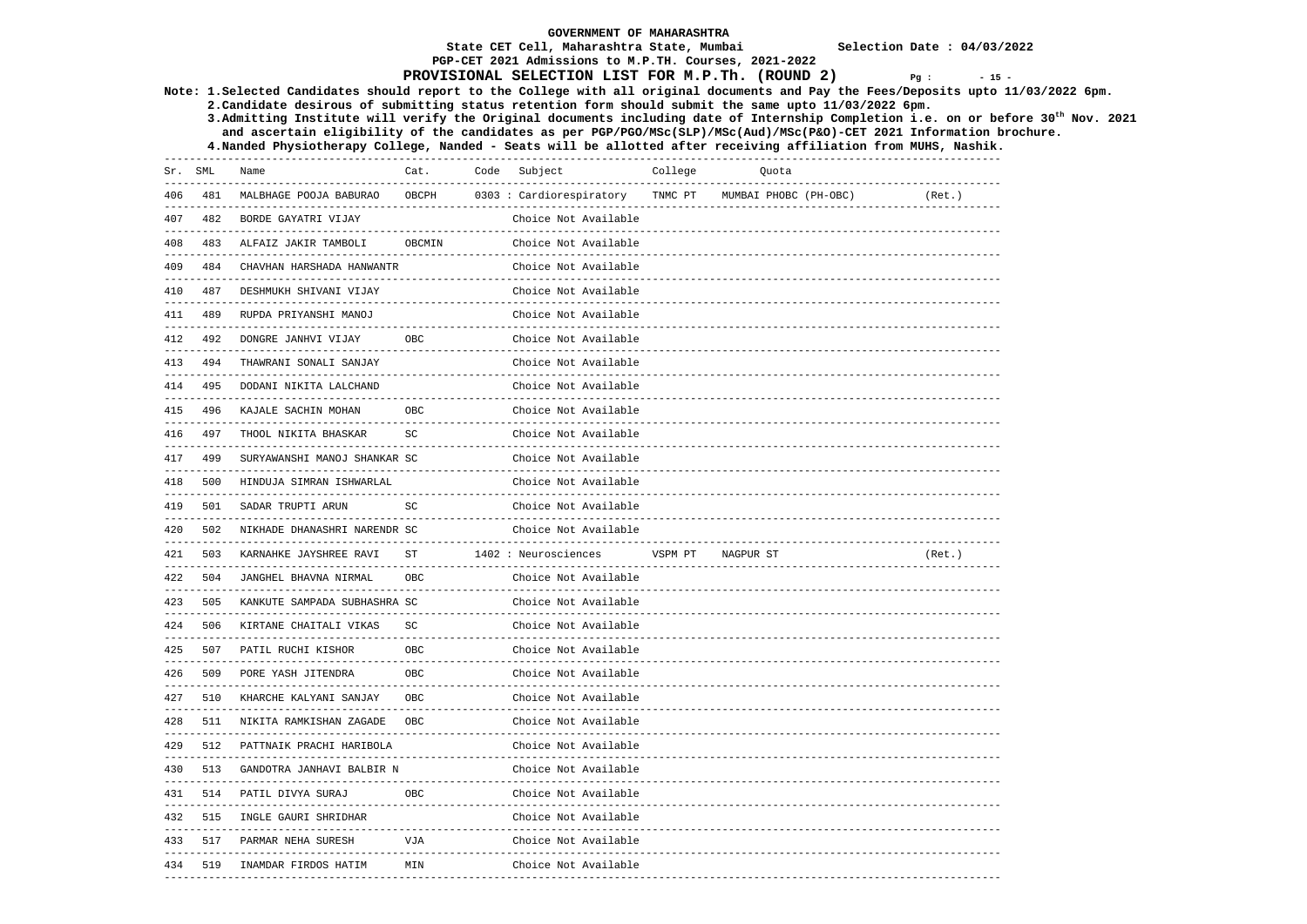**GOVERNMENT OF MAHARASHTRA**

**State CET Cell, Maharashtra State, Mumbai** **Selection Date : 04/03/2022**

**PGP-CET 2021 Admissions to M.P.TH. Courses, 2021-2022**

# PROVISIONAL SELECTION LIST FOR M.P.Th. (ROUND 2)

**Note: 1.Selected Candidates should report to the College with all original documents and Pay the Fees/Deposits upto 11/03/2022 6pm.**

**2.Candidate desirous of submitting status retention form should submit the same upto 11/03/2022 6pm.**

**3.Admitting Institute will verify the Original documents including date of Internship Completion i.e. on or before 30th Nov. 2021 and ascertain eligibility of the candidates as per PGP/PGO/MSc(SLP)/MSc(Aud)/MSc(P&O)-CET 2021 Information brochure.**

**4.Nanded Physiotherapy College, Nanded - Seats will be allotted after receiving affiliation from MUHS, Nashik.**

| Sr. | SML | Name | Cat. | Code Subject | College | Quota | |
|---|---|---|---|---|---|---|---|
| 406 | 481 | MALBHAGE POOJA BABURAO | OBCPH | 0303 : Cardiorespiratory | TNMC PT | MUMBAI PHOBC (PH-OBC) | (Ret.) |
| 407 | 482 | BORDE GAYATRI VIJAY | | Choice Not Available | | | |
| 408 | 483 | ALFAIZ JAKIR TAMBOLI | OBCMIN | Choice Not Available | | | |
| 409 | 484 | CHAVHAN HARSHADA HANWANTR | | Choice Not Available | | | |
| 410 | 487 | DESHMUKH SHIVANI VIJAY | | Choice Not Available | | | |
| 411 | 489 | RUPDA PRIYANSHI MANOJ | | Choice Not Available | | | |
| 412 | 492 | DONGRE JANHVI VIJAY | OBC | Choice Not Available | | | |
| 413 | 494 | THAWRANI SONALI SANJAY | | Choice Not Available | | | |
| 414 | 495 | DODANI NIKITA LALCHAND | | Choice Not Available | | | |
| 415 | 496 | KAJALE SACHIN MOHAN | OBC | Choice Not Available | | | |
| 416 | 497 | THOOL NIKITA BHASKAR | SC | Choice Not Available | | | |
| 417 | 499 | SURYAWANSHI MANOJ SHANKAR | SC | Choice Not Available | | | |
| 418 | 500 | HINDUJA SIMRAN ISHWARLAL | | Choice Not Available | | | |
| 419 | 501 | SADAR TRUPTI ARUN | SC | Choice Not Available | | | |
| 420 | 502 | NIKHADE DHANASHRI NARENDR | SC | Choice Not Available | | | |
| 421 | 503 | KARNAHKE JAYSHREE RAVI | ST | 1402 : Neurosciences | VSPM PT | NAGPUR ST | (Ret.) |
| 422 | 504 | JANGHEL BHAVNA NIRMAL | OBC | Choice Not Available | | | |
| 423 | 505 | KANKUTE SAMPADA SUBHASHRA | SC | Choice Not Available | | | |
| 424 | 506 | KIRTANE CHAITALI VIKAS | SC | Choice Not Available | | | |
| 425 | 507 | PATIL RUCHI KISHOR | OBC | Choice Not Available | | | |
| 426 | 509 | PORE YASH JITENDRA | OBC | Choice Not Available | | | |
| 427 | 510 | KHARCHE KALYANI SANJAY | OBC | Choice Not Available | | | |
| 428 | 511 | NIKITA RAMKISHAN ZAGADE | OBC | Choice Not Available | | | |
| 429 | 512 | PATTNAIK PRACHI HARIBOLA | | Choice Not Available | | | |
| 430 | 513 | GANDOTRA JANHAVI BALBIR N | | Choice Not Available | | | |
| 431 | 514 | PATIL DIVYA SURAJ | OBC | Choice Not Available | | | |
| 432 | 515 | INGLE GAURI SHRIDHAR | | Choice Not Available | | | |
| 433 | 517 | PARMAR NEHA SURESH | VJA | Choice Not Available | | | |
| 434 | 519 | INAMDAR FIRDOS HATIM | MIN | Choice Not Available | | | |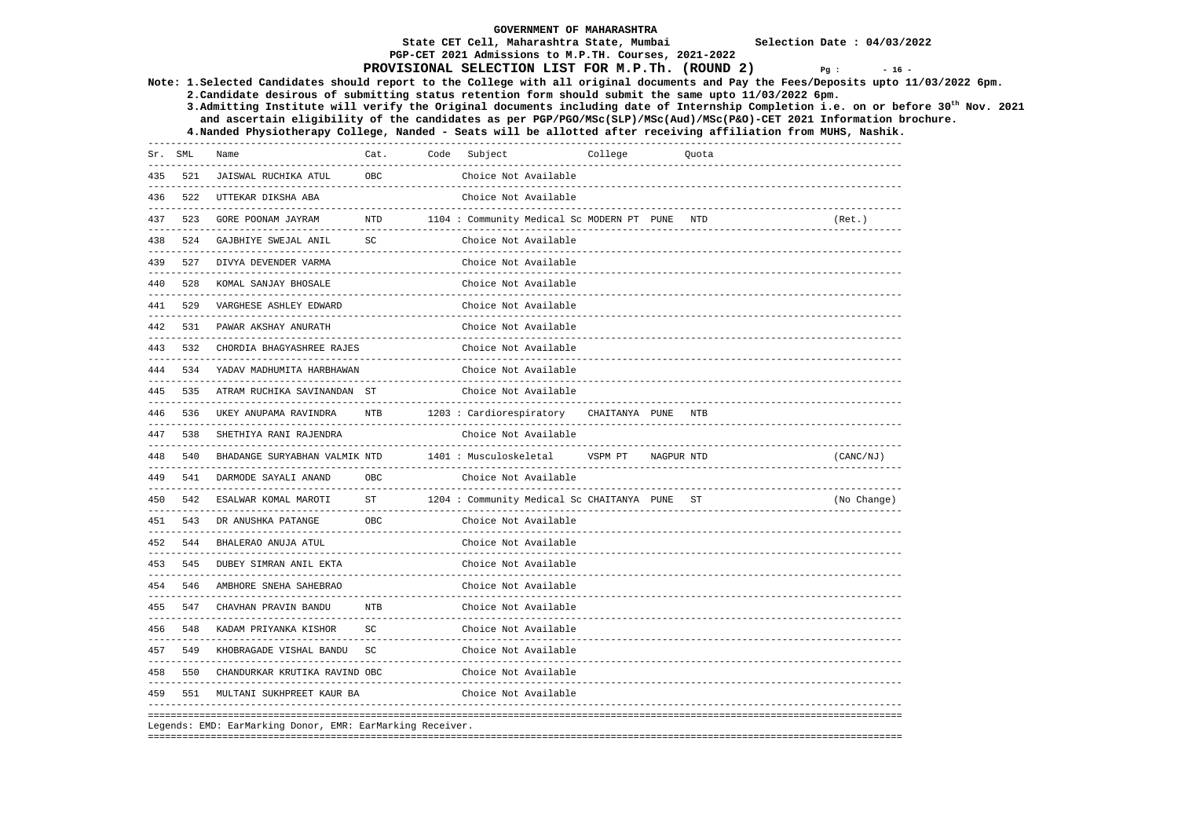**GOVERNMENT OF MAHARASHTRA**

**State CET Cell, Maharashtra State, Mumbai** **Selection Date : 04/03/2022**

**PGP-CET 2021 Admissions to M.P.TH. Courses, 2021-2022**

## PROVISIONAL SELECTION LIST FOR M.P.Th. (ROUND 2)

**Note: 1.Selected Candidates should report to the College with all original documents and Pay the Fees/Deposits upto 11/03/2022 6pm.**

**2.Candidate desirous of submitting status retention form should submit the same upto 11/03/2022 6pm.**

**3.Admitting Institute will verify the Original documents including date of Internship Completion i.e. on or before 30th Nov. 2021 and ascertain eligibility of the candidates as per PGP/PGO/MSc(SLP)/MSc(Aud)/MSc(P&O)-CET 2021 Information brochure.**

**4.Nanded Physiotherapy College, Nanded - Seats will be allotted after receiving affiliation from MUHS, Nashik.**

| Sr. | SML | Name | Cat. | Code | Subject | College | Quota | |
|---|---|---|---|---|---|---|---|---|
| 435 | 521 | JAISWAL RUCHIKA ATUL | OBC | | Choice Not Available | | | |
| 436 | 522 | UTTEKAR DIKSHA ABA | | | Choice Not Available | | | |
| 437 | 523 | GORE POONAM JAYRAM | NTD | 1104 : | Community Medical Sc | MODERN PT PUNE | NTD | (Ret.) |
| 438 | 524 | GAJBHIYE SWEJAL ANIL | SC | | Choice Not Available | | | |
| 439 | 527 | DIVYA DEVENDER VARMA | | | Choice Not Available | | | |
| 440 | 528 | KOMAL SANJAY BHOSALE | | | Choice Not Available | | | |
| 441 | 529 | VARGHESE ASHLEY EDWARD | | | Choice Not Available | | | |
| 442 | 531 | PAWAR AKSHAY ANURATH | | | Choice Not Available | | | |
| 443 | 532 | CHORDIA BHAGYASHREE RAJES | | | Choice Not Available | | | |
| 444 | 534 | YADAV MADHUMITA HARBHAWAN | | | Choice Not Available | | | |
| 445 | 535 | ATRAM RUCHIKA SAVINANDAN | ST | | Choice Not Available | | | |
| 446 | 536 | UKEY ANUPAMA RAVINDRA | NTB | 1203 : | Cardiorespiratory | CHAITANYA PUNE | NTB | |
| 447 | 538 | SHETHIYA RANI RAJENDRA | | | Choice Not Available | | | |
| 448 | 540 | BHADANGE SURYABHAN VALMIK | NTD | 1401 : | Musculoskeletal | VSPM PT NAGPUR | NTD | (CANC/NJ) |
| 449 | 541 | DARMODE SAYALI ANAND | OBC | | Choice Not Available | | | |
| 450 | 542 | ESALWAR KOMAL MAROTI | ST | 1204 : | Community Medical Sc | CHAITANYA PUNE | ST | (No Change) |
| 451 | 543 | DR ANUSHKA PATANGE | OBC | | Choice Not Available | | | |
| 452 | 544 | BHALERAO ANUJA ATUL | | | Choice Not Available | | | |
| 453 | 545 | DUBEY SIMRAN ANIL EKTA | | | Choice Not Available | | | |
| 454 | 546 | AMBHORE SNEHA SAHEBRAO | | | Choice Not Available | | | |
| 455 | 547 | CHAVHAN PRAVIN BANDU | NTB | | Choice Not Available | | | |
| 456 | 548 | KADAM PRIYANKA KISHOR | SC | | Choice Not Available | | | |
| 457 | 549 | KHOBRAGADE VISHAL BANDU | SC | | Choice Not Available | | | |
| 458 | 550 | CHANDURKAR KRUTIKA RAVIND | OBC | | Choice Not Available | | | |
| 459 | 551 | MULTANI SUKHPREET KAUR BA | | | Choice Not Available | | | |

Legends: EMD: EarMarking Donor, EMR: EarMarking Receiver.